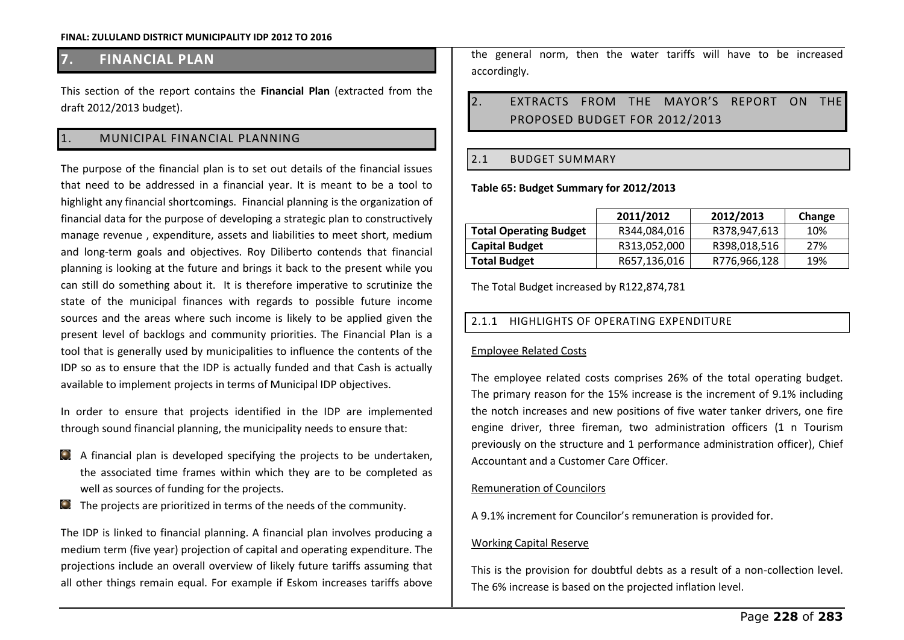# 7. FINANCIAL PLAN

This section of the report contains the **Financial Plan** (extracted from the draft 2012/2013 budget).

## 1. MUNICIPAL FINANCIAL PLANNING

The purpose of the financial plan is to set out details of the financial issues that need to be addressed in a financial year. It is meant to be a tool to highlight any financial shortcomings. Financial planning is the organization of financial data for the purpose of developing a strategic plan to constructively manage revenue , expenditure, assets and liabilities to meet short, medium and long-term goals and objectives. Roy Diliberto contends that financial planning is looking at the future and brings it back to the present while you can still do something about it. It is therefore imperative to scrutinize the state of the municipal finances with regards to possible future income sources and the areas where such income is likely to be applied given the present level of backlogs and community priorities. The Financial Plan is a tool that is generally used by municipalities to influence the contents of the IDP so as to ensure that the IDP is actually funded and that Cash is actually available to implement projects in terms of Municipal IDP objectives.

In order to ensure that projects identified in the IDP are implemented through sound financial planning, the municipality needs to ensure that:

- A financial plan is developed specifying the projects to be undertaken, the associated time frames within which they are to be completed as well as sources of funding for the projects.
- The projects are prioritized in terms of the needs of the community.

The IDP is linked to financial planning. A financial plan involves producing a medium term (five year) projection of capital and operating expenditure. The projections include an overall overview of likely future tariffs assuming that all other things remain equal. For example if Eskom increases tariffs above the general norm, then the water tariffs will have to be increased accordingly.

## 2. EXTRACTS FROM THE MAYOR'S REPORT ON THE PROPOSED BUDGET FOR 2012/2013

### 2.1 BUDGET SUMMARY

**Table 65: Budget Summary for 2012/2013**

| | 2011/2012 | 2012/2013 | Change |
|---|---|---|---|
| **Total Operating Budget** | R344,084,016 | R378,947,613 | 10% |
| **Capital Budget** | R313,052,000 | R398,018,516 | 27% |
| **Total Budget** | R657,136,016 | R776,966,128 | 19% |

The Total Budget increased by R122,874,781

#### 2.1.1 HIGHLIGHTS OF OPERATING EXPENDITURE

Employee Related Costs

The employee related costs comprises 26% of the total operating budget. The primary reason for the 15% increase is the increment of 9.1% including the notch increases and new positions of five water tanker drivers, one fire engine driver, three fireman, two administration officers (1 n Tourism previously on the structure and 1 performance administration officer), Chief Accountant and a Customer Care Officer.

Remuneration of Councilors

A 9.1% increment for Councilor's remuneration is provided for.

Working Capital Reserve

This is the provision for doubtful debts as a result of a non-collection level. The 6% increase is based on the projected inflation level.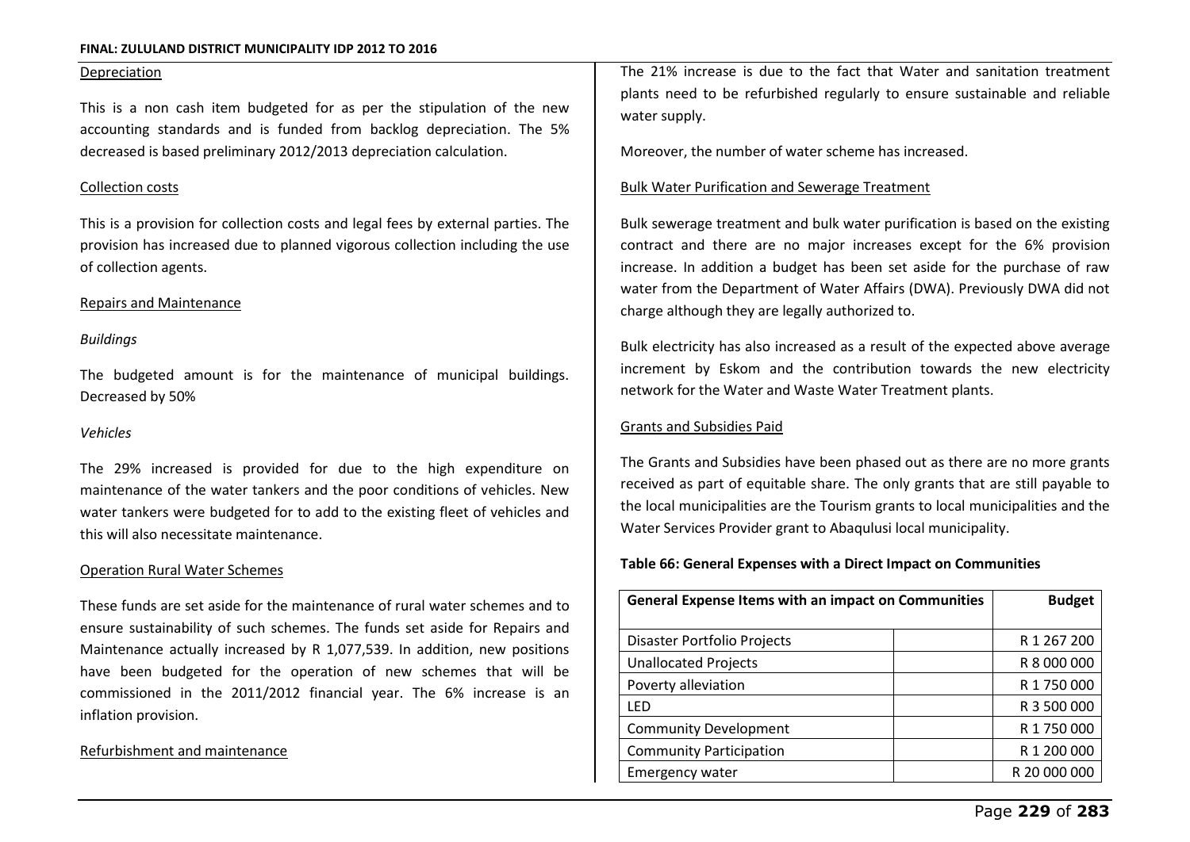Depreciation

This is a non cash item budgeted for as per the stipulation of the new accounting standards and is funded from backlog depreciation. The 5% decreased is based preliminary 2012/2013 depreciation calculation.

Collection costs

This is a provision for collection costs and legal fees by external parties. The provision has increased due to planned vigorous collection including the use of collection agents.

Repairs and Maintenance

*Buildings*

The budgeted amount is for the maintenance of municipal buildings. Decreased by 50%

*Vehicles*

The 29% increased is provided for due to the high expenditure on maintenance of the water tankers and the poor conditions of vehicles. New water tankers were budgeted for to add to the existing fleet of vehicles and this will also necessitate maintenance.

Operation Rural Water Schemes

These funds are set aside for the maintenance of rural water schemes and to ensure sustainability of such schemes. The funds set aside for Repairs and Maintenance actually increased by R 1,077,539. In addition, new positions have been budgeted for the operation of new schemes that will be commissioned in the 2011/2012 financial year. The 6% increase is an inflation provision.

Refurbishment and maintenance

The 21% increase is due to the fact that Water and sanitation treatment plants need to be refurbished regularly to ensure sustainable and reliable water supply.

Moreover, the number of water scheme has increased.

Bulk Water Purification and Sewerage Treatment

Bulk sewerage treatment and bulk water purification is based on the existing contract and there are no major increases except for the 6% provision increase. In addition a budget has been set aside for the purchase of raw water from the Department of Water Affairs (DWA). Previously DWA did not charge although they are legally authorized to.

Bulk electricity has also increased as a result of the expected above average increment by Eskom and the contribution towards the new electricity network for the Water and Waste Water Treatment plants.

Grants and Subsidies Paid

The Grants and Subsidies have been phased out as there are no more grants received as part of equitable share. The only grants that are still payable to the local municipalities are the Tourism grants to local municipalities and the Water Services Provider grant to Abaqulusi local municipality.

**Table 66: General Expenses with a Direct Impact on Communities**

| General Expense Items with an impact on Communities | | Budget |
|---|---|---|
| Disaster Portfolio Projects | | R 1 267 200 |
| Unallocated Projects | | R 8 000 000 |
| Poverty alleviation | | R 1 750 000 |
| LED | | R 3 500 000 |
| Community Development | | R 1 750 000 |
| Community Participation | | R 1 200 000 |
| Emergency water | | R 20 000 000 |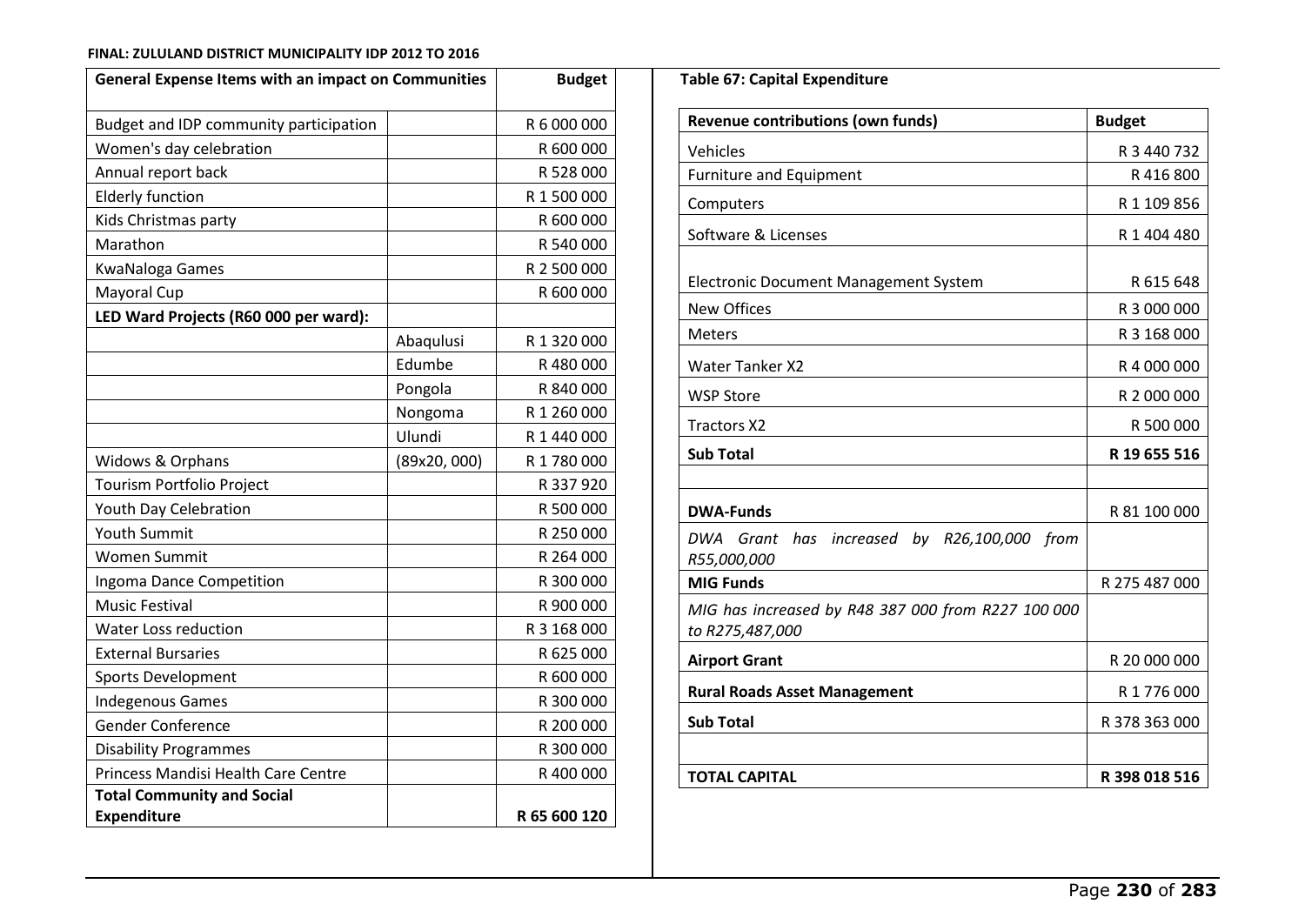| General Expense Items with an impact on Communities | | Budget |
| --- | --- | --- |
| Budget and IDP community participation | | R 6 000 000 |
| Women's day celebration | | R 600 000 |
| Annual report back | | R 528 000 |
| Elderly function | | R 1 500 000 |
| Kids Christmas party | | R 600 000 |
| Marathon | | R 540 000 |
| KwaNaloga Games | | R 2 500 000 |
| Mayoral Cup | | R 600 000 |
| **LED Ward Projects (R60 000 per ward):** | | |
| | Abaqulusi | R 1 320 000 |
| | Edumbe | R 480 000 |
| | Pongola | R 840 000 |
| | Nongoma | R 1 260 000 |
| | Ulundi | R 1 440 000 |
| Widows & Orphans | (89x20, 000) | R 1 780 000 |
| Tourism Portfolio Project | | R 337 920 |
| Youth Day Celebration | | R 500 000 |
| Youth Summit | | R 250 000 |
| Women Summit | | R 264 000 |
| Ingoma Dance Competition | | R 300 000 |
| Music Festival | | R 900 000 |
| Water Loss reduction | | R 3 168 000 |
| External Bursaries | | R 625 000 |
| Sports Development | | R 600 000 |
| Indegenous Games | | R 300 000 |
| Gender Conference | | R 200 000 |
| Disability Programmes | | R 300 000 |
| Princess Mandisi Health Care Centre | | R 400 000 |
| **Total Community and Social Expenditure** | | **R 65 600 120** |

**Table 67: Capital Expenditure**

| Revenue contributions (own funds) | Budget |
| --- | --- |
| Vehicles | R 3 440 732 |
| Furniture and Equipment | R 416 800 |
| Computers | R 1 109 856 |
| Software & Licenses | R 1 404 480 |
| Electronic Document Management System | R 615 648 |
| New Offices | R 3 000 000 |
| Meters | R 3 168 000 |
| Water Tanker X2 | R 4 000 000 |
| WSP Store | R 2 000 000 |
| Tractors X2 | R 500 000 |
| **Sub Total** | **R 19 655 516** |
| | |
| **DWA-Funds** | R 81 100 000 |
| *DWA Grant has increased by R26,100,000 from R55,000,000* | |
| **MIG Funds** | R 275 487 000 |
| *MIG has increased by R48 387 000 from R227 100 000 to R275,487,000* | |
| **Airport Grant** | R 20 000 000 |
| **Rural Roads Asset Management** | R 1 776 000 |
| **Sub Total** | R 378 363 000 |
| | |
| **TOTAL CAPITAL** | **R 398 018 516** |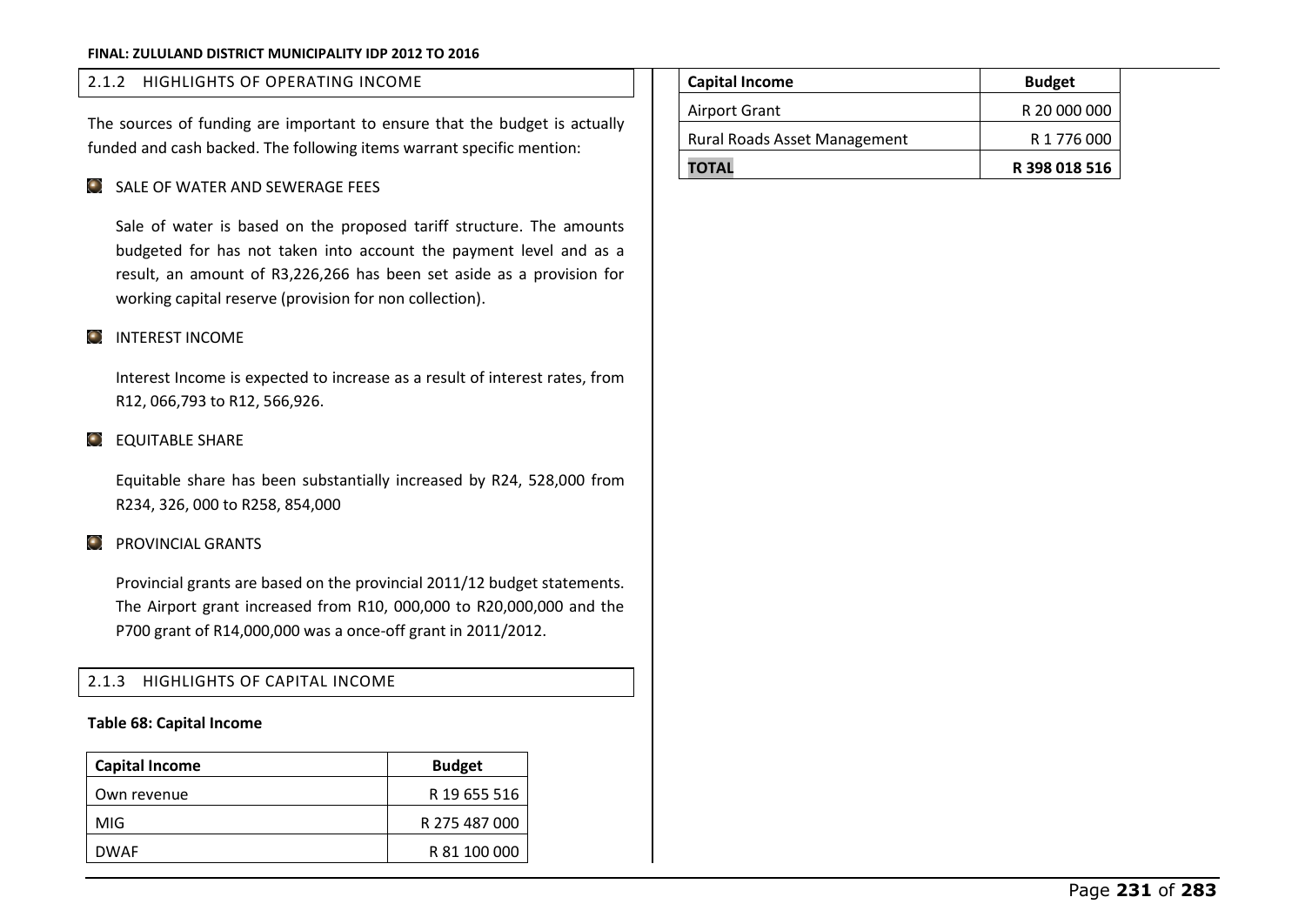### 2.1.2 HIGHLIGHTS OF OPERATING INCOME

The sources of funding are important to ensure that the budget is actually funded and cash backed. The following items warrant specific mention:

- SALE OF WATER AND SEWERAGE FEES

  Sale of water is based on the proposed tariff structure. The amounts budgeted for has not taken into account the payment level and as a result, an amount of R3,226,266 has been set aside as a provision for working capital reserve (provision for non collection).

- INTEREST INCOME

  Interest Income is expected to increase as a result of interest rates, from R12, 066,793 to R12, 566,926.

- EQUITABLE SHARE

  Equitable share has been substantially increased by R24, 528,000 from R234, 326, 000 to R258, 854,000

- PROVINCIAL GRANTS

  Provincial grants are based on the provincial 2011/12 budget statements. The Airport grant increased from R10, 000,000 to R20,000,000 and the P700 grant of R14,000,000 was a once-off grant in 2011/2012.

### 2.1.3 HIGHLIGHTS OF CAPITAL INCOME

**Table 68: Capital Income**

| Capital Income | Budget |
|---|---|
| Own revenue | R 19 655 516 |
| MIG | R 275 487 000 |
| DWAF | R 81 100 000 |
| Airport Grant | R 20 000 000 |
| Rural Roads Asset Management | R 1 776 000 |
| **TOTAL** | **R 398 018 516** |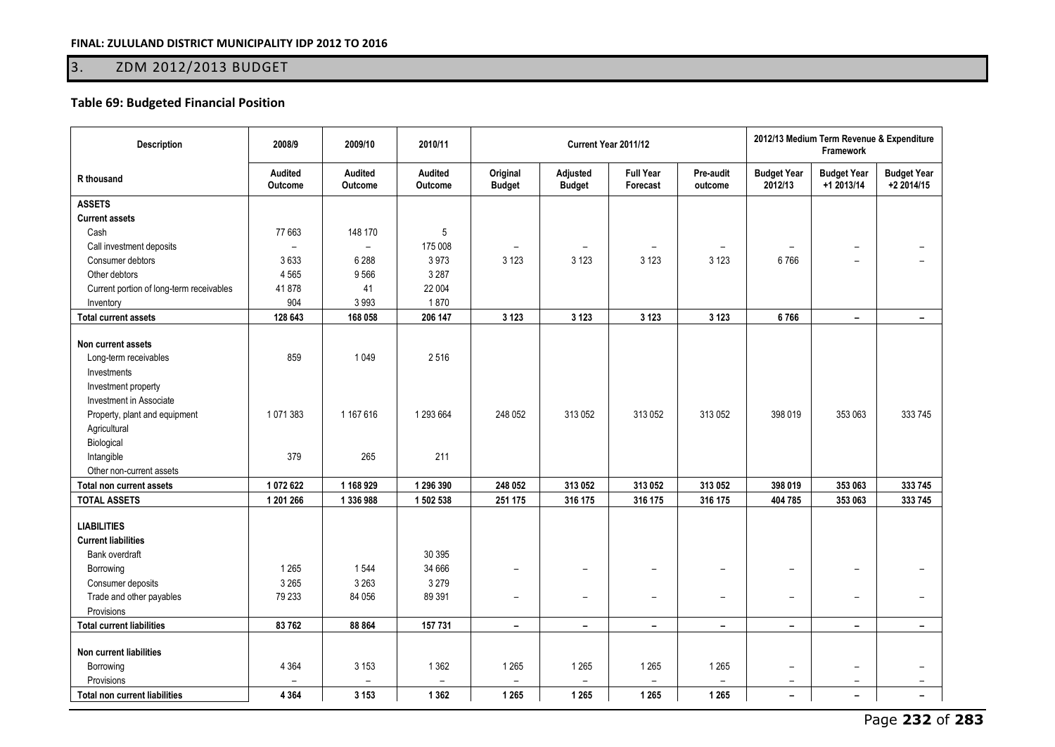## 3. ZDM 2012/2013 BUDGET

### Table 69: Budgeted Financial Position

| Description | 2008/9 | 2009/10 | 2010/11 | Current Year 2011/12 | | | | 2012/13 Medium Term Revenue & Expenditure Framework | | |
|---|---|---|---|---|---|---|---|---|---|---|
| R thousand | Audited Outcome | Audited Outcome | Audited Outcome | Original Budget | Adjusted Budget | Full Year Forecast | Pre-audit outcome | Budget Year 2012/13 | Budget Year +1 2013/14 | Budget Year +2 2014/15 |
| **ASSETS** | | | | | | | | | | |
| **Current assets** | | | | | | | | | | |
| Cash | 77 663 | 148 170 | 5 | | | | | | | |
| Call investment deposits | – | – | 175 008 | – | – | – | – | – | – | – |
| Consumer debtors | 3 633 | 6 288 | 3 973 | 3 123 | 3 123 | 3 123 | 3 123 | 6 766 | – | – |
| Other debtors | 4 565 | 9 566 | 3 287 | | | | | | | |
| Current portion of long-term receivables | 41 878 | 41 | 22 004 | | | | | | | |
| Inventory | 904 | 3 993 | 1 870 | | | | | | | |
| **Total current assets** | **128 643** | **168 058** | **206 147** | **3 123** | **3 123** | **3 123** | **3 123** | **6 766** | **–** | **–** |
| **Non current assets** | | | | | | | | | | |
| Long-term receivables | 859 | 1 049 | 2 516 | | | | | | | |
| Investments | | | | | | | | | | |
| Investment property | | | | | | | | | | |
| Investment in Associate | | | | | | | | | | |
| Property, plant and equipment | 1 071 383 | 1 167 616 | 1 293 664 | 248 052 | 313 052 | 313 052 | 313 052 | 398 019 | 353 063 | 333 745 |
| Agricultural | | | | | | | | | | |
| Biological | | | | | | | | | | |
| Intangible | 379 | 265 | 211 | | | | | | | |
| Other non-current assets | | | | | | | | | | |
| **Total non current assets** | **1 072 622** | **1 168 929** | **1 296 390** | **248 052** | **313 052** | **313 052** | **313 052** | **398 019** | **353 063** | **333 745** |
| **TOTAL ASSETS** | **1 201 266** | **1 336 988** | **1 502 538** | **251 175** | **316 175** | **316 175** | **316 175** | **404 785** | **353 063** | **333 745** |
| **LIABILITIES** | | | | | | | | | | |
| **Current liabilities** | | | | | | | | | | |
| Bank overdraft | | | 30 395 | | | | | | | |
| Borrowing | 1 265 | 1 544 | 34 666 | – | – | – | – | – | – | – |
| Consumer deposits | 3 265 | 3 263 | 3 279 | | | | | | | |
| Trade and other payables | 79 233 | 84 056 | 89 391 | – | – | – | – | – | – | – |
| Provisions | | | | | | | | | | |
| **Total current liabilities** | **83 762** | **88 864** | **157 731** | **–** | **–** | **–** | **–** | **–** | **–** | **–** |
| **Non current liabilities** | | | | | | | | | | |
| Borrowing | 4 364 | 3 153 | 1 362 | 1 265 | 1 265 | 1 265 | 1 265 | – | – | – |
| Provisions | – | – | – | – | – | – | – | – | – | – |
| **Total non current liabilities** | **4 364** | **3 153** | **1 362** | **1 265** | **1 265** | **1 265** | **1 265** | **–** | **–** | **–** |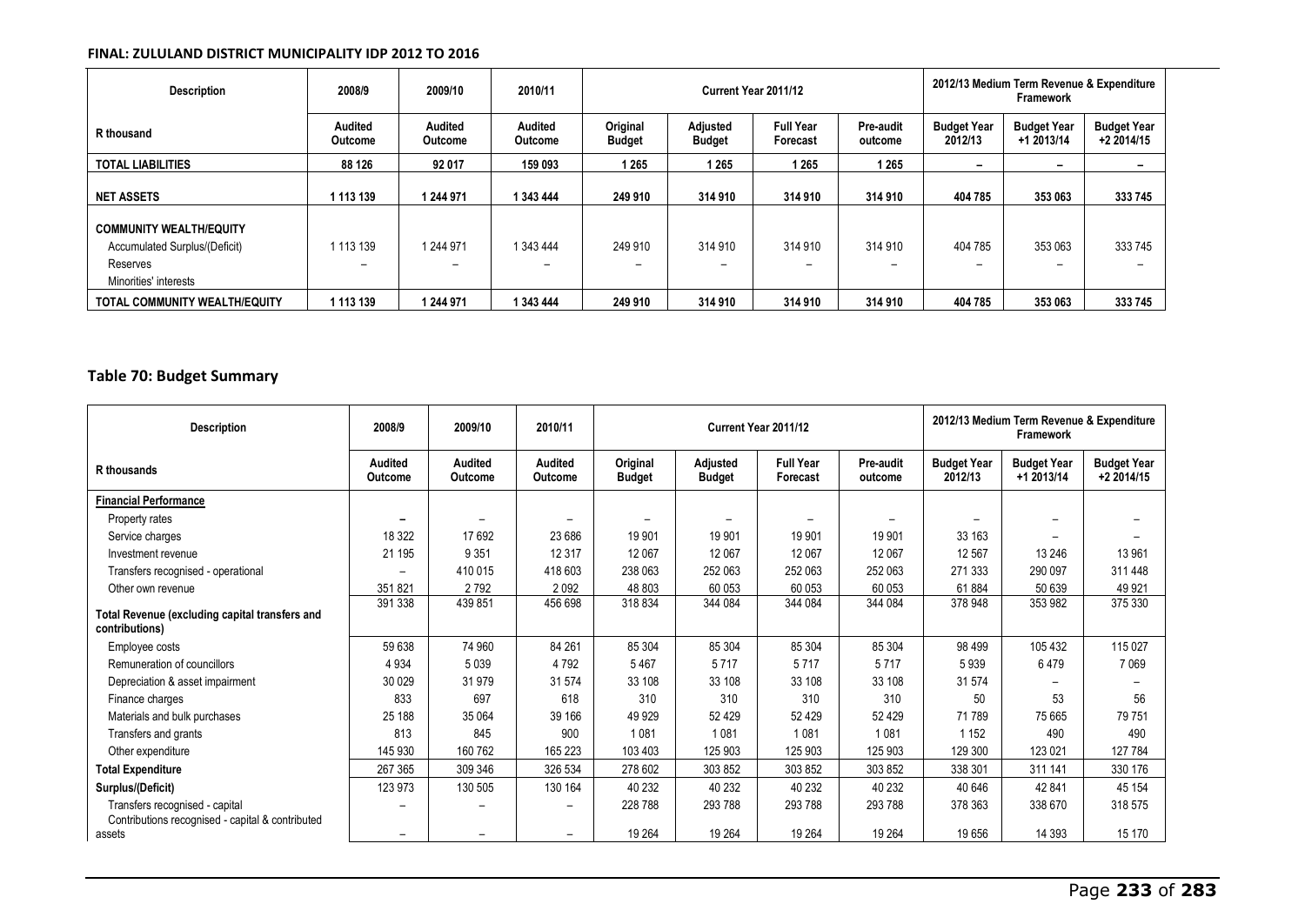| Description | 2008/9 | 2009/10 | 2010/11 | Current Year 2011/12 | | | | 2012/13 Medium Term Revenue & Expenditure Framework | | |
|---|---|---|---|---|---|---|---|---|---|---|
| R thousand | Audited Outcome | Audited Outcome | Audited Outcome | Original Budget | Adjusted Budget | Full Year Forecast | Pre-audit outcome | Budget Year 2012/13 | Budget Year +1 2013/14 | Budget Year +2 2014/15 |
| **TOTAL LIABILITIES** | **88 126** | **92 017** | **159 093** | **1 265** | **1 265** | **1 265** | **1 265** | **–** | **–** | **–** |
| **NET ASSETS** | **1 113 139** | **1 244 971** | **1 343 444** | **249 910** | **314 910** | **314 910** | **314 910** | **404 785** | **353 063** | **333 745** |
| **COMMUNITY WEALTH/EQUITY** | | | | | | | | | | |
| Accumulated Surplus/(Deficit) | 1 113 139 | 1 244 971 | 1 343 444 | 249 910 | 314 910 | 314 910 | 314 910 | 404 785 | 353 063 | 333 745 |
| Reserves | – | – | – | – | – | – | – | – | – | – |
| Minorities' interests | | | | | | | | | | |
| **TOTAL COMMUNITY WEALTH/EQUITY** | **1 113 139** | **1 244 971** | **1 343 444** | **249 910** | **314 910** | **314 910** | **314 910** | **404 785** | **353 063** | **333 745** |

## Table 70: Budget Summary

| Description | 2008/9 | 2009/10 | 2010/11 | Current Year 2011/12 | | | | 2012/13 Medium Term Revenue & Expenditure Framework | | |
|---|---|---|---|---|---|---|---|---|---|---|
| R thousands | Audited Outcome | Audited Outcome | Audited Outcome | Original Budget | Adjusted Budget | Full Year Forecast | Pre-audit outcome | Budget Year 2012/13 | Budget Year +1 2013/14 | Budget Year +2 2014/15 |
| **Financial Performance** | | | | | | | | | | |
| Property rates | – | – | – | – | – | – | – | – | – | – |
| Service charges | 18 322 | 17 692 | 23 686 | 19 901 | 19 901 | 19 901 | 19 901 | 33 163 | – | – |
| Investment revenue | 21 195 | 9 351 | 12 317 | 12 067 | 12 067 | 12 067 | 12 067 | 12 567 | 13 246 | 13 961 |
| Transfers recognised - operational | – | 410 015 | 418 603 | 238 063 | 252 063 | 252 063 | 252 063 | 271 333 | 290 097 | 311 448 |
| Other own revenue | 351 821 | 2 792 | 2 092 | 48 803 | 60 053 | 60 053 | 60 053 | 61 884 | 50 639 | 49 921 |
| **Total Revenue (excluding capital transfers and contributions)** | 391 338 | 439 851 | 456 698 | 318 834 | 344 084 | 344 084 | 344 084 | 378 948 | 353 982 | 375 330 |
| Employee costs | 59 638 | 74 960 | 84 261 | 85 304 | 85 304 | 85 304 | 85 304 | 98 499 | 105 432 | 115 027 |
| Remuneration of councillors | 4 934 | 5 039 | 4 792 | 5 467 | 5 717 | 5 717 | 5 717 | 5 939 | 6 479 | 7 069 |
| Depreciation & asset impairment | 30 029 | 31 979 | 31 574 | 33 108 | 33 108 | 33 108 | 33 108 | 31 574 | – | – |
| Finance charges | 833 | 697 | 618 | 310 | 310 | 310 | 310 | 50 | 53 | 56 |
| Materials and bulk purchases | 25 188 | 35 064 | 39 166 | 49 929 | 52 429 | 52 429 | 52 429 | 71 789 | 75 665 | 79 751 |
| Transfers and grants | 813 | 845 | 900 | 1 081 | 1 081 | 1 081 | 1 081 | 1 152 | 490 | 490 |
| Other expenditure | 145 930 | 160 762 | 165 223 | 103 403 | 125 903 | 125 903 | 125 903 | 129 300 | 123 021 | 127 784 |
| **Total Expenditure** | 267 365 | 309 346 | 326 534 | 278 602 | 303 852 | 303 852 | 303 852 | 338 301 | 311 141 | 330 176 |
| **Surplus/(Deficit)** | 123 973 | 130 505 | 130 164 | 40 232 | 40 232 | 40 232 | 40 232 | 40 646 | 42 841 | 45 154 |
| Transfers recognised - capital | – | – | – | 228 788 | 293 788 | 293 788 | 293 788 | 378 363 | 338 670 | 318 575 |
| Contributions recognised - capital & contributed assets | – | – | – | 19 264 | 19 264 | 19 264 | 19 264 | 19 656 | 14 393 | 15 170 |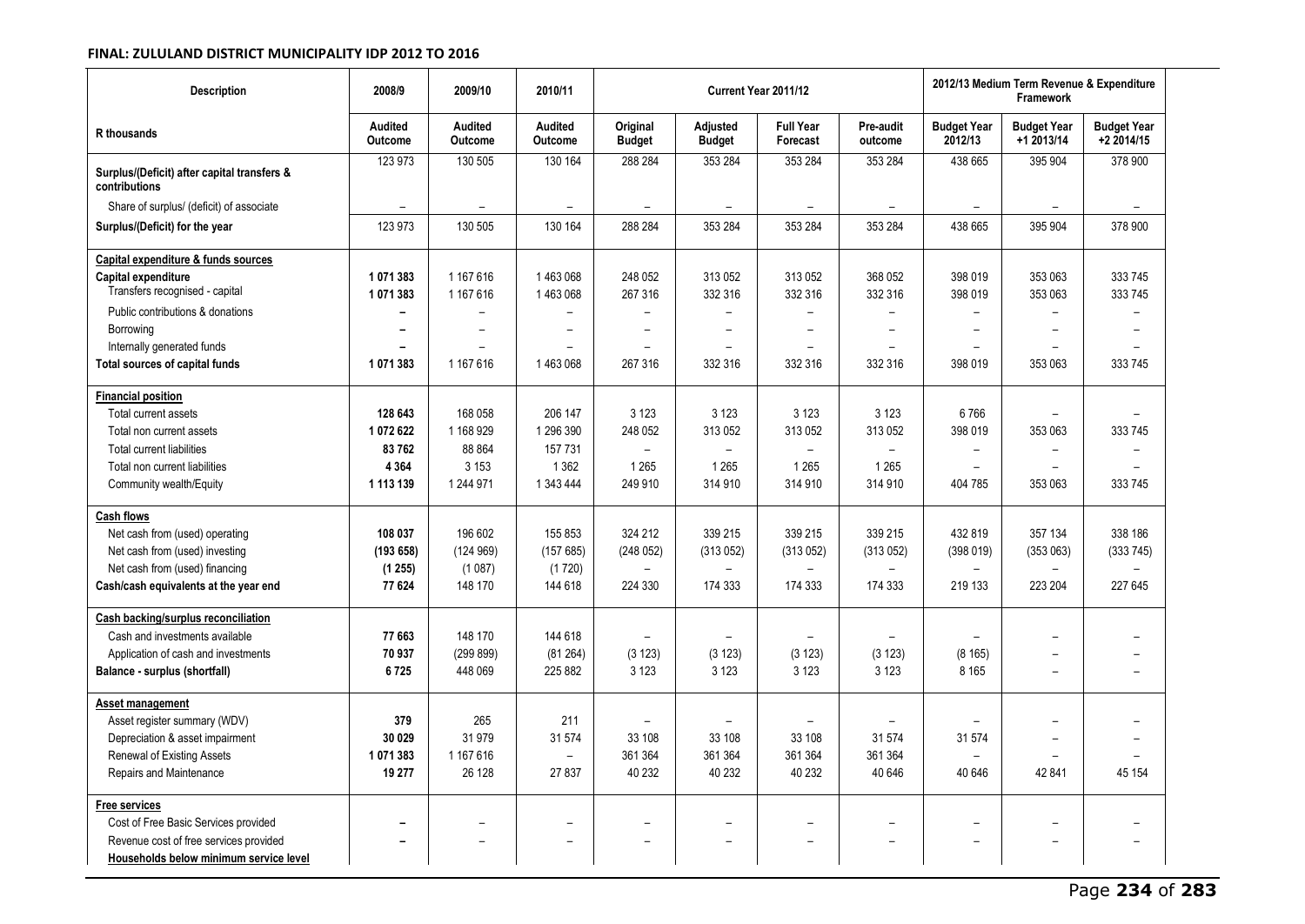**FINAL: ZULULAND DISTRICT MUNICIPALITY IDP 2012 TO 2016**

| Description | 2008/9 | 2009/10 | 2010/11 | Current Year 2011/12 | | | | 2012/13 Medium Term Revenue & Expenditure Framework | | |
|---|---|---|---|---|---|---|---|---|---|---|
| R thousands | Audited Outcome | Audited Outcome | Audited Outcome | Original Budget | Adjusted Budget | Full Year Forecast | Pre-audit outcome | Budget Year 2012/13 | Budget Year +1 2013/14 | Budget Year +2 2014/15 |
| Surplus/(Deficit) after capital transfers & contributions | 123 973 | 130 505 | 130 164 | 288 284 | 353 284 | 353 284 | 353 284 | 438 665 | 395 904 | 378 900 |
| Share of surplus/ (deficit) of associate | – | – | – | – | – | – | – | – | – | – |
| **Surplus/(Deficit) for the year** | 123 973 | 130 505 | 130 164 | 288 284 | 353 284 | 353 284 | 353 284 | 438 665 | 395 904 | 378 900 |
| **Capital expenditure & funds sources** | | | | | | | | | | |
| **Capital expenditure** | **1 071 383** | 1 167 616 | 1 463 068 | 248 052 | 313 052 | 313 052 | 368 052 | 398 019 | 353 063 | 333 745 |
| Transfers recognised - capital | **1 071 383** | 1 167 616 | 1 463 068 | 267 316 | 332 316 | 332 316 | 332 316 | 398 019 | 353 063 | 333 745 |
| Public contributions & donations | **–** | – | – | – | – | – | – | – | – | – |
| Borrowing | **–** | – | – | – | – | – | – | – | – | – |
| Internally generated funds | **–** | – | – | – | – | – | – | – | – | – |
| **Total sources of capital funds** | **1 071 383** | 1 167 616 | 1 463 068 | 267 316 | 332 316 | 332 316 | 332 316 | 398 019 | 353 063 | 333 745 |
| **Financial position** | | | | | | | | | | |
| Total current assets | **128 643** | 168 058 | 206 147 | 3 123 | 3 123 | 3 123 | 3 123 | 6 766 | – | – |
| Total non current assets | **1 072 622** | 1 168 929 | 1 296 390 | 248 052 | 313 052 | 313 052 | 313 052 | 398 019 | 353 063 | 333 745 |
| Total current liabilities | **83 762** | 88 864 | 157 731 | – | – | – | – | – | – | – |
| Total non current liabilities | **4 364** | 3 153 | 1 362 | 1 265 | 1 265 | 1 265 | 1 265 | – | – | – |
| Community wealth/Equity | **1 113 139** | 1 244 971 | 1 343 444 | 249 910 | 314 910 | 314 910 | 314 910 | 404 785 | 353 063 | 333 745 |
| **Cash flows** | | | | | | | | | | |
| Net cash from (used) operating | **108 037** | 196 602 | 155 853 | 324 212 | 339 215 | 339 215 | 339 215 | 432 819 | 357 134 | 338 186 |
| Net cash from (used) investing | **(193 658)** | (124 969) | (157 685) | (248 052) | (313 052) | (313 052) | (313 052) | (398 019) | (353 063) | (333 745) |
| Net cash from (used) financing | **(1 255)** | (1 087) | (1 720) | – | – | – | – | – | – | – |
| **Cash/cash equivalents at the year end** | **77 624** | 148 170 | 144 618 | 224 330 | 174 333 | 174 333 | 174 333 | 219 133 | 223 204 | 227 645 |
| **Cash backing/surplus reconciliation** | | | | | | | | | | |
| Cash and investments available | **77 663** | 148 170 | 144 618 | – | – | – | – | – | – | – |
| Application of cash and investments | **70 937** | (299 899) | (81 264) | (3 123) | (3 123) | (3 123) | (3 123) | (8 165) | – | – |
| **Balance - surplus (shortfall)** | **6 725** | 448 069 | 225 882 | 3 123 | 3 123 | 3 123 | 3 123 | 8 165 | – | – |
| **Asset management** | | | | | | | | | | |
| Asset register summary (WDV) | **379** | 265 | 211 | – | – | – | – | – | – | – |
| Depreciation & asset impairment | **30 029** | 31 979 | 31 574 | 33 108 | 33 108 | 33 108 | 31 574 | 31 574 | – | – |
| Renewal of Existing Assets | **1 071 383** | 1 167 616 | – | 361 364 | 361 364 | 361 364 | 361 364 | – | – | – |
| Repairs and Maintenance | **19 277** | 26 128 | 27 837 | 40 232 | 40 232 | 40 232 | 40 646 | 40 646 | 42 841 | 45 154 |
| **Free services** | | | | | | | | | | |
| Cost of Free Basic Services provided | **–** | – | – | – | – | – | – | – | – | – |
| Revenue cost of free services provided | **–** | – | – | – | – | – | – | – | – | – |
| **Households below minimum service level** | | | | | | | | | | |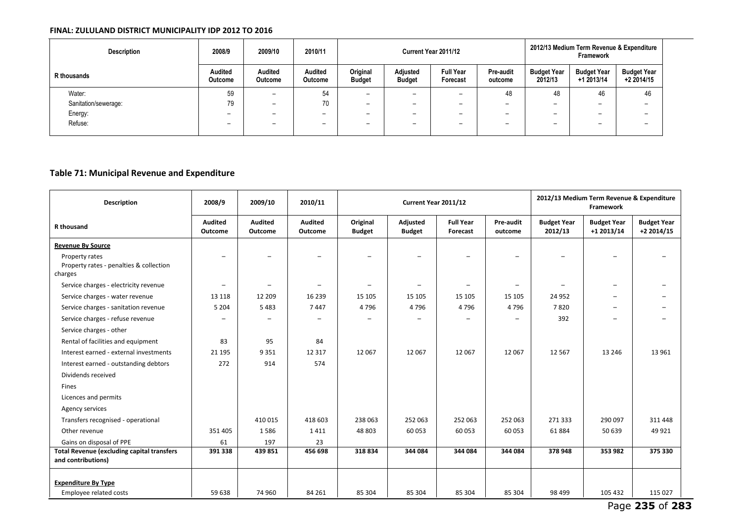**FINAL: ZULULAND DISTRICT MUNICIPALITY IDP 2012 TO 2016**

| Description | 2008/9 | 2009/10 | 2010/11 | Current Year 2011/12 | | | | 2012/13 Medium Term Revenue & Expenditure Framework | | |
|---|---|---|---|---|---|---|---|---|---|---|
| R thousands | Audited Outcome | Audited Outcome | Audited Outcome | Original Budget | Adjusted Budget | Full Year Forecast | Pre-audit outcome | Budget Year 2012/13 | Budget Year +1 2013/14 | Budget Year +2 2014/15 |
| Water: | 59 | – | 54 | – | – | – | 48 | 48 | 46 | 46 |
| Sanitation/sewerage: | 79 | – | 70 | – | – | – | – | – | – | – |
| Energy: | – | – | – | – | – | – | – | – | – | – |
| Refuse: | – | – | – | – | – | – | – | – | – | – |

### Table 71: Municipal Revenue and Expenditure

| Description | 2008/9 | 2009/10 | 2010/11 | Current Year 2011/12 | | | | 2012/13 Medium Term Revenue & Expenditure Framework | | |
|---|---|---|---|---|---|---|---|---|---|---|
| R thousand | Audited Outcome | Audited Outcome | Audited Outcome | Original Budget | Adjusted Budget | Full Year Forecast | Pre-audit outcome | Budget Year 2012/13 | Budget Year +1 2013/14 | Budget Year +2 2014/15 |
| **Revenue By Source** | | | | | | | | | | |
| Property rates | – | – | – | – | – | – | – | – | – | – |
| Property rates - penalties & collection charges | | | | | | | | | | |
| Service charges - electricity revenue | – | – | – | – | – | – | – | – | – | – |
| Service charges - water revenue | 13 118 | 12 209 | 16 239 | 15 105 | 15 105 | 15 105 | 15 105 | 24 952 | – | – |
| Service charges - sanitation revenue | 5 204 | 5 483 | 7 447 | 4 796 | 4 796 | 4 796 | 4 796 | 7 820 | – | – |
| Service charges - refuse revenue | – | – | – | – | – | – | – | 392 | – | – |
| Service charges - other | | | | | | | | | | |
| Rental of facilities and equipment | 83 | 95 | 84 | | | | | | | |
| Interest earned - external investments | 21 195 | 9 351 | 12 317 | 12 067 | 12 067 | 12 067 | 12 067 | 12 567 | 13 246 | 13 961 |
| Interest earned - outstanding debtors | 272 | 914 | 574 | | | | | | | |
| Dividends received | | | | | | | | | | |
| Fines | | | | | | | | | | |
| Licences and permits | | | | | | | | | | |
| Agency services | | | | | | | | | | |
| Transfers recognised - operational | | 410 015 | 418 603 | 238 063 | 252 063 | 252 063 | 252 063 | 271 333 | 290 097 | 311 448 |
| Other revenue | 351 405 | 1 586 | 1 411 | 48 803 | 60 053 | 60 053 | 60 053 | 61 884 | 50 639 | 49 921 |
| Gains on disposal of PPE | 61 | 197 | 23 | | | | | | | |
| **Total Revenue (excluding capital transfers and contributions)** | **391 338** | **439 851** | **456 698** | **318 834** | **344 084** | **344 084** | **344 084** | **378 948** | **353 982** | **375 330** |
| **Expenditure By Type** | | | | | | | | | | |
| Employee related costs | 59 638 | 74 960 | 84 261 | 85 304 | 85 304 | 85 304 | 85 304 | 98 499 | 105 432 | 115 027 |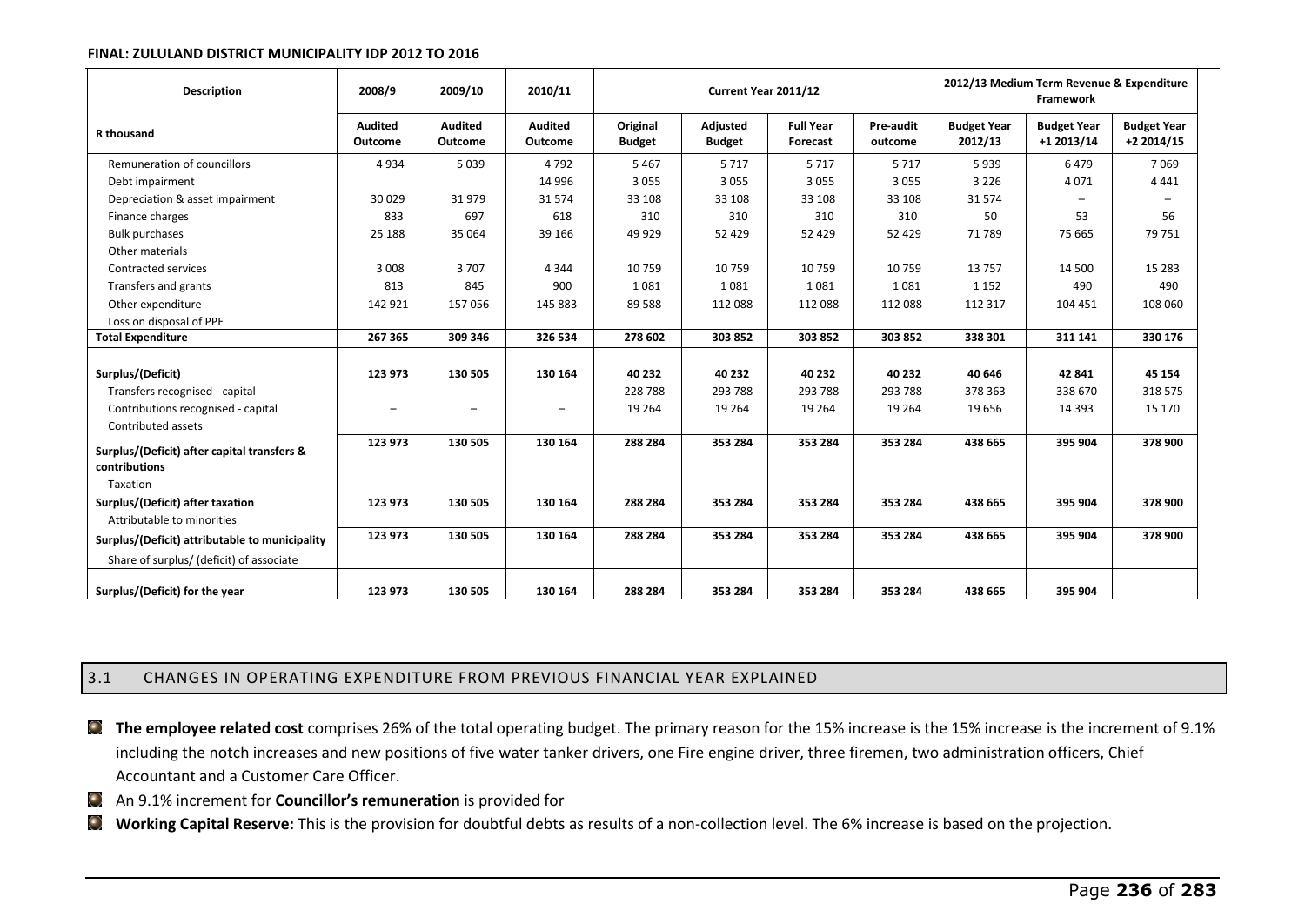**FINAL: ZULULAND DISTRICT MUNICIPALITY IDP 2012 TO 2016**

| Description | 2008/9 | 2009/10 | 2010/11 | Current Year 2011/12 | | | | 2012/13 Medium Term Revenue & Expenditure Framework | | |
|---|---|---|---|---|---|---|---|---|---|---|
| R thousand | Audited Outcome | Audited Outcome | Audited Outcome | Original Budget | Adjusted Budget | Full Year Forecast | Pre-audit outcome | Budget Year 2012/13 | Budget Year +1 2013/14 | Budget Year +2 2014/15 |
| Remuneration of councillors | 4 934 | 5 039 | 4 792 | 5 467 | 5 717 | 5 717 | 5 717 | 5 939 | 6 479 | 7 069 |
| Debt impairment | | | 14 996 | 3 055 | 3 055 | 3 055 | 3 055 | 3 226 | 4 071 | 4 441 |
| Depreciation & asset impairment | 30 029 | 31 979 | 31 574 | 33 108 | 33 108 | 33 108 | 33 108 | 31 574 | – | – |
| Finance charges | 833 | 697 | 618 | 310 | 310 | 310 | 310 | 50 | 53 | 56 |
| Bulk purchases | 25 188 | 35 064 | 39 166 | 49 929 | 52 429 | 52 429 | 52 429 | 71 789 | 75 665 | 79 751 |
| Other materials | | | | | | | | | | |
| Contracted services | 3 008 | 3 707 | 4 344 | 10 759 | 10 759 | 10 759 | 10 759 | 13 757 | 14 500 | 15 283 |
| Transfers and grants | 813 | 845 | 900 | 1 081 | 1 081 | 1 081 | 1 081 | 1 152 | 490 | 490 |
| Other expenditure | 142 921 | 157 056 | 145 883 | 89 588 | 112 088 | 112 088 | 112 088 | 112 317 | 104 451 | 108 060 |
| Loss on disposal of PPE | | | | | | | | | | |
| **Total Expenditure** | **267 365** | **309 346** | **326 534** | **278 602** | **303 852** | **303 852** | **303 852** | **338 301** | **311 141** | **330 176** |
| **Surplus/(Deficit)** | **123 973** | **130 505** | **130 164** | **40 232** | **40 232** | **40 232** | **40 232** | **40 646** | **42 841** | **45 154** |
| Transfers recognised - capital | | | | 228 788 | 293 788 | 293 788 | 293 788 | 378 363 | 338 670 | 318 575 |
| Contributions recognised - capital | – | – | – | 19 264 | 19 264 | 19 264 | 19 264 | 19 656 | 14 393 | 15 170 |
| Contributed assets | | | | | | | | | | |
| **Surplus/(Deficit) after capital transfers & contributions** | **123 973** | **130 505** | **130 164** | **288 284** | **353 284** | **353 284** | **353 284** | **438 665** | **395 904** | **378 900** |
| Taxation | | | | | | | | | | |
| **Surplus/(Deficit) after taxation** | **123 973** | **130 505** | **130 164** | **288 284** | **353 284** | **353 284** | **353 284** | **438 665** | **395 904** | **378 900** |
| Attributable to minorities | | | | | | | | | | |
| **Surplus/(Deficit) attributable to municipality** | **123 973** | **130 505** | **130 164** | **288 284** | **353 284** | **353 284** | **353 284** | **438 665** | **395 904** | **378 900** |
| Share of surplus/ (deficit) of associate | | | | | | | | | | |
| **Surplus/(Deficit) for the year** | **123 973** | **130 505** | **130 164** | **288 284** | **353 284** | **353 284** | **353 284** | **438 665** | **395 904** | |

## 3.1 CHANGES IN OPERATING EXPENDITURE FROM PREVIOUS FINANCIAL YEAR EXPLAINED

- **The employee related cost** comprises 26% of the total operating budget. The primary reason for the 15% increase is the 15% increase is the increment of 9.1% including the notch increases and new positions of five water tanker drivers, one Fire engine driver, three firemen, two administration officers, Chief Accountant and a Customer Care Officer.
- An 9.1% increment for **Councillor's remuneration** is provided for
- **Working Capital Reserve:** This is the provision for doubtful debts as results of a non-collection level. The 6% increase is based on the projection.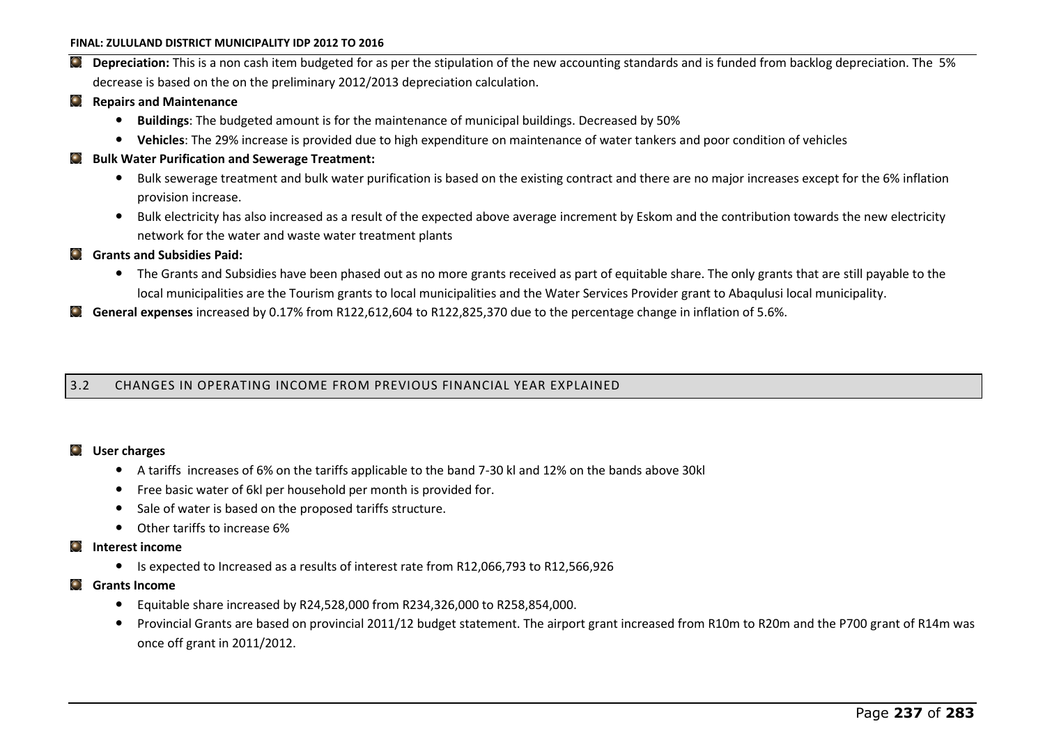- **Depreciation:** This is a non cash item budgeted for as per the stipulation of the new accounting standards and is funded from backlog depreciation. The 5% decrease is based on the on the preliminary 2012/2013 depreciation calculation.
- **Repairs and Maintenance**
    - **Buildings**: The budgeted amount is for the maintenance of municipal buildings. Decreased by 50%
    - **Vehicles**: The 29% increase is provided due to high expenditure on maintenance of water tankers and poor condition of vehicles
- **Bulk Water Purification and Sewerage Treatment:**
    - Bulk sewerage treatment and bulk water purification is based on the existing contract and there are no major increases except for the 6% inflation provision increase.
    - Bulk electricity has also increased as a result of the expected above average increment by Eskom and the contribution towards the new electricity network for the water and waste water treatment plants
- **Grants and Subsidies Paid:**
    - The Grants and Subsidies have been phased out as no more grants received as part of equitable share. The only grants that are still payable to the local municipalities are the Tourism grants to local municipalities and the Water Services Provider grant to Abaqulusi local municipality.
- **General expenses** increased by 0.17% from R122,612,604 to R122,825,370 due to the percentage change in inflation of 5.6%.

## 3.2 CHANGES IN OPERATING INCOME FROM PREVIOUS FINANCIAL YEAR EXPLAINED

- **User charges**
    - A tariffs increases of 6% on the tariffs applicable to the band 7-30 kl and 12% on the bands above 30kl
    - Free basic water of 6kl per household per month is provided for.
    - Sale of water is based on the proposed tariffs structure.
    - Other tariffs to increase 6%
- **Interest income**
    - Is expected to Increased as a results of interest rate from R12,066,793 to R12,566,926
- **Grants Income**
    - Equitable share increased by R24,528,000 from R234,326,000 to R258,854,000.
    - Provincial Grants are based on provincial 2011/12 budget statement. The airport grant increased from R10m to R20m and the P700 grant of R14m was once off grant in 2011/2012.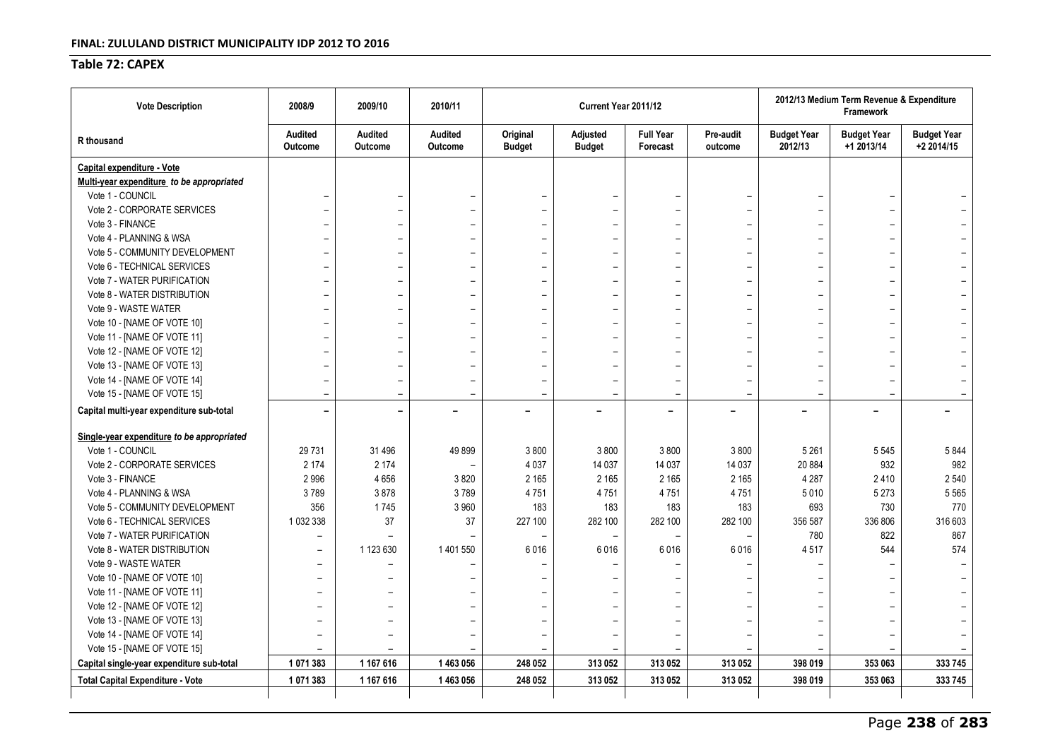## Table 72: CAPEX

| Vote Description | 2008/9 | 2009/10 | 2010/11 | Current Year 2011/12 | | | | 2012/13 Medium Term Revenue & Expenditure Framework | | |
|---|---|---|---|---|---|---|---|---|---|---|
| R thousand | Audited Outcome | Audited Outcome | Audited Outcome | Original Budget | Adjusted Budget | Full Year Forecast | Pre-audit outcome | Budget Year 2012/13 | Budget Year +1 2013/14 | Budget Year +2 2014/15 |
| **Capital expenditure - Vote** | | | | | | | | | | |
| **Multi-year expenditure** *to be appropriated* | | | | | | | | | | |
| Vote 1 - COUNCIL | – | – | – | – | – | – | – | – | – | – |
| Vote 2 - CORPORATE SERVICES | – | – | – | – | – | – | – | – | – | – |
| Vote 3 - FINANCE | – | – | – | – | – | – | – | – | – | – |
| Vote 4 - PLANNING & WSA | – | – | – | – | – | – | – | – | – | – |
| Vote 5 - COMMUNITY DEVELOPMENT | – | – | – | – | – | – | – | – | – | – |
| Vote 6 - TECHNICAL SERVICES | – | – | – | – | – | – | – | – | – | – |
| Vote 7 - WATER PURIFICATION | – | – | – | – | – | – | – | – | – | – |
| Vote 8 - WATER DISTRIBUTION | – | – | – | – | – | – | – | – | – | – |
| Vote 9 - WASTE WATER | – | – | – | – | – | – | – | – | – | – |
| Vote 10 - [NAME OF VOTE 10] | – | – | – | – | – | – | – | – | – | – |
| Vote 11 - [NAME OF VOTE 11] | – | – | – | – | – | – | – | – | – | – |
| Vote 12 - [NAME OF VOTE 12] | – | – | – | – | – | – | – | – | – | – |
| Vote 13 - [NAME OF VOTE 13] | – | – | – | – | – | – | – | – | – | – |
| Vote 14 - [NAME OF VOTE 14] | – | – | – | – | – | – | – | – | – | – |
| Vote 15 - [NAME OF VOTE 15] | – | – | – | – | – | – | – | – | – | – |
| **Capital multi-year expenditure sub-total** | – | – | – | – | – | – | – | – | – | – |
| **Single-year expenditure** *to be appropriated* | | | | | | | | | | |
| Vote 1 - COUNCIL | 29 731 | 31 496 | 49 899 | 3 800 | 3 800 | 3 800 | 3 800 | 5 261 | 5 545 | 5 844 |
| Vote 2 - CORPORATE SERVICES | 2 174 | 2 174 | – | 4 037 | 14 037 | 14 037 | 14 037 | 20 884 | 932 | 982 |
| Vote 3 - FINANCE | 2 996 | 4 656 | 3 820 | 2 165 | 2 165 | 2 165 | 2 165 | 4 287 | 2 410 | 2 540 |
| Vote 4 - PLANNING & WSA | 3 789 | 3 878 | 3 789 | 4 751 | 4 751 | 4 751 | 4 751 | 5 010 | 5 273 | 5 565 |
| Vote 5 - COMMUNITY DEVELOPMENT | 356 | 1 745 | 3 960 | 183 | 183 | 183 | 183 | 693 | 730 | 770 |
| Vote 6 - TECHNICAL SERVICES | 1 032 338 | 37 | 37 | 227 100 | 282 100 | 282 100 | 282 100 | 356 587 | 336 806 | 316 603 |
| Vote 7 - WATER PURIFICATION | – | – | – | – | – | – | – | 780 | 822 | 867 |
| Vote 8 - WATER DISTRIBUTION | – | 1 123 630 | 1 401 550 | 6 016 | 6 016 | 6 016 | 6 016 | 4 517 | 544 | 574 |
| Vote 9 - WASTE WATER | – | – | – | – | – | – | – | – | – | – |
| Vote 10 - [NAME OF VOTE 10] | – | – | – | – | – | – | – | – | – | – |
| Vote 11 - [NAME OF VOTE 11] | – | – | – | – | – | – | – | – | – | – |
| Vote 12 - [NAME OF VOTE 12] | – | – | – | – | – | – | – | – | – | – |
| Vote 13 - [NAME OF VOTE 13] | – | – | – | – | – | – | – | – | – | – |
| Vote 14 - [NAME OF VOTE 14] | – | – | – | – | – | – | – | – | – | – |
| Vote 15 - [NAME OF VOTE 15] | – | – | – | – | – | – | – | – | – | – |
| **Capital single-year expenditure sub-total** | **1 071 383** | **1 167 616** | **1 463 056** | **248 052** | **313 052** | **313 052** | **313 052** | **398 019** | **353 063** | **333 745** |
| **Total Capital Expenditure - Vote** | **1 071 383** | **1 167 616** | **1 463 056** | **248 052** | **313 052** | **313 052** | **313 052** | **398 019** | **353 063** | **333 745** |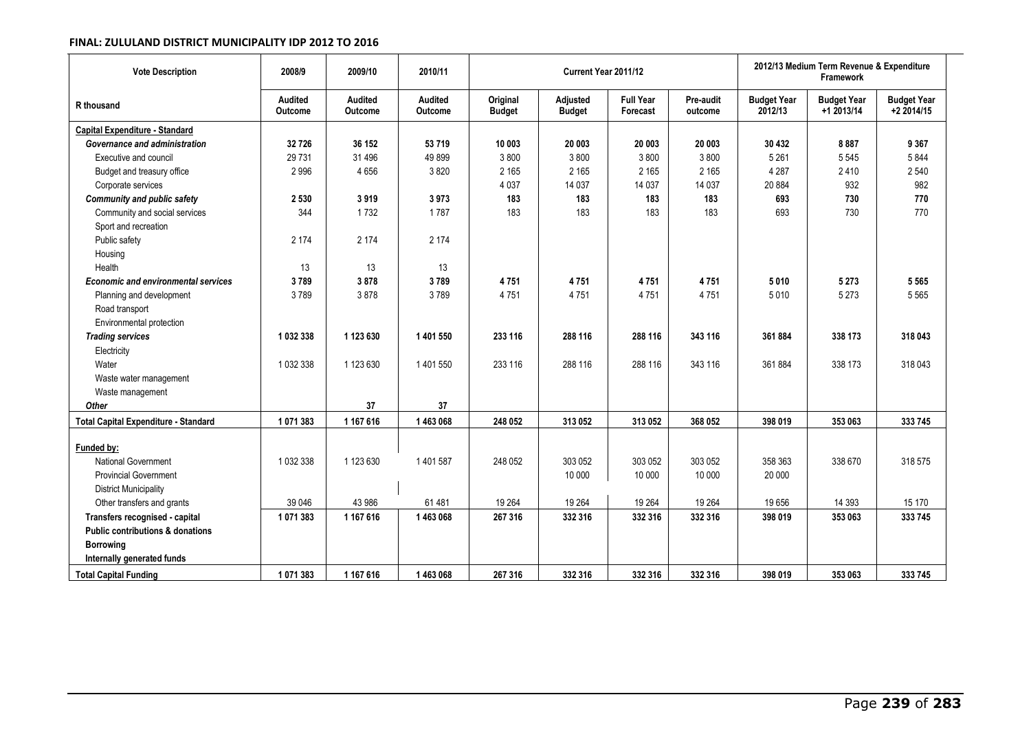**FINAL: ZULULAND DISTRICT MUNICIPALITY IDP 2012 TO 2016**

| Vote Description | 2008/9 | 2009/10 | 2010/11 | Current Year 2011/12 | | | | 2012/13 Medium Term Revenue & Expenditure Framework | | |
|---|---|---|---|---|---|---|---|---|---|---|
| R thousand | Audited Outcome | Audited Outcome | Audited Outcome | Original Budget | Adjusted Budget | Full Year Forecast | Pre-audit outcome | Budget Year 2012/13 | Budget Year +1 2013/14 | Budget Year +2 2014/15 |
| **Capital Expenditure - Standard** | | | | | | | | | | |
| ***Governance and administration*** | **32 726** | **36 152** | **53 719** | **10 003** | **20 003** | **20 003** | **20 003** | **30 432** | **8 887** | **9 367** |
| Executive and council | 29 731 | 31 496 | 49 899 | 3 800 | 3 800 | 3 800 | 3 800 | 5 261 | 5 545 | 5 844 |
| Budget and treasury office | 2 996 | 4 656 | 3 820 | 2 165 | 2 165 | 2 165 | 2 165 | 4 287 | 2 410 | 2 540 |
| Corporate services | | | | 4 037 | 14 037 | 14 037 | 14 037 | 20 884 | 932 | 982 |
| ***Community and public safety*** | **2 530** | **3 919** | **3 973** | **183** | **183** | **183** | **183** | **693** | **730** | **770** |
| Community and social services | 344 | 1 732 | 1 787 | 183 | 183 | 183 | 183 | 693 | 730 | 770 |
| Sport and recreation | | | | | | | | | | |
| Public safety | 2 174 | 2 174 | 2 174 | | | | | | | |
| Housing | | | | | | | | | | |
| Health | 13 | 13 | 13 | | | | | | | |
| ***Economic and environmental services*** | **3 789** | **3 878** | **3 789** | **4 751** | **4 751** | **4 751** | **4 751** | **5 010** | **5 273** | **5 565** |
| Planning and development | 3 789 | 3 878 | 3 789 | 4 751 | 4 751 | 4 751 | 4 751 | 5 010 | 5 273 | 5 565 |
| Road transport | | | | | | | | | | |
| Environmental protection | | | | | | | | | | |
| ***Trading services*** | **1 032 338** | **1 123 630** | **1 401 550** | **233 116** | **288 116** | **288 116** | **343 116** | **361 884** | **338 173** | **318 043** |
| Electricity | | | | | | | | | | |
| Water | 1 032 338 | 1 123 630 | 1 401 550 | 233 116 | 288 116 | 288 116 | 343 116 | 361 884 | 338 173 | 318 043 |
| Waste water management | | | | | | | | | | |
| Waste management | | | | | | | | | | |
| ***Other*** | | **37** | **37** | | | | | | | |
| **Total Capital Expenditure - Standard** | **1 071 383** | **1 167 616** | **1 463 068** | **248 052** | **313 052** | **313 052** | **368 052** | **398 019** | **353 063** | **333 745** |
| **Funded by:** | | | | | | | | | | |
| National Government | 1 032 338 | 1 123 630 | 1 401 587 | 248 052 | 303 052 | 303 052 | 303 052 | 358 363 | 338 670 | 318 575 |
| Provincial Government | | | | | 10 000 | 10 000 | 10 000 | 20 000 | | |
| District Municipality | | | | | | | | | | |
| Other transfers and grants | 39 046 | 43 986 | 61 481 | 19 264 | 19 264 | 19 264 | 19 264 | 19 656 | 14 393 | 15 170 |
| **Transfers recognised - capital** | **1 071 383** | **1 167 616** | **1 463 068** | **267 316** | **332 316** | **332 316** | **332 316** | **398 019** | **353 063** | **333 745** |
| **Public contributions & donations** | | | | | | | | | | |
| **Borrowing** | | | | | | | | | | |
| **Internally generated funds** | | | | | | | | | | |
| **Total Capital Funding** | **1 071 383** | **1 167 616** | **1 463 068** | **267 316** | **332 316** | **332 316** | **332 316** | **398 019** | **353 063** | **333 745** |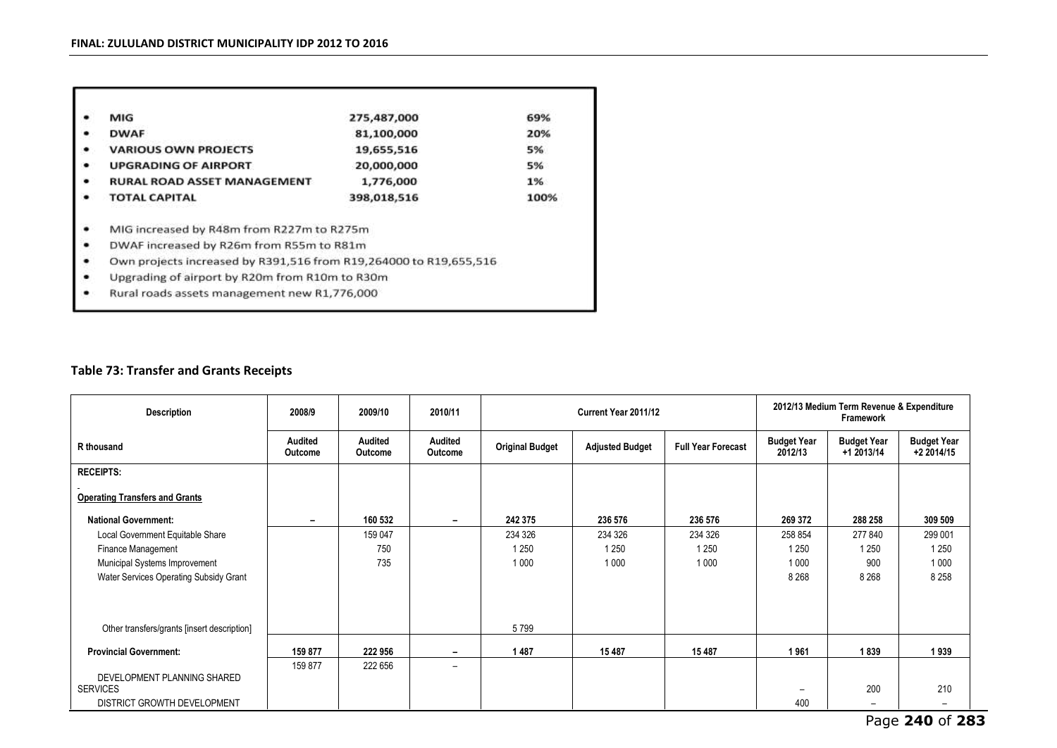- MIG 275,487,000 69%
- DWAF 81,100,000 20%
- VARIOUS OWN PROJECTS 19,655,516 5%
- UPGRADING OF AIRPORT 20,000,000 5%
- RURAL ROAD ASSET MANAGEMENT 1,776,000 1%
- TOTAL CAPITAL 398,018,516 100%

- MIG increased by R48m from R227m to R275m
- DWAF increased by R26m from R55m to R81m
- Own projects increased by R391,516 from R19,264000 to R19,655,516
- Upgrading of airport by R20m from R10m to R30m
- Rural roads assets management new R1,776,000

### Table 73: Transfer and Grants Receipts

| Description | 2008/9 | 2009/10 | 2010/11 | Current Year 2011/12 | | | 2012/13 Medium Term Revenue & Expenditure Framework | | |
|---|---|---|---|---|---|---|---|---|---|
| R thousand | Audited Outcome | Audited Outcome | Audited Outcome | Original Budget | Adjusted Budget | Full Year Forecast | Budget Year 2012/13 | Budget Year +1 2013/14 | Budget Year +2 2014/15 |
| **RECEIPTS:** | | | | | | | | | |
| **Operating Transfers and Grants** | | | | | | | | | |
| **National Government:** | – | 160 532 | – | 242 375 | 236 576 | 236 576 | 269 372 | 288 258 | 309 509 |
| Local Government Equitable Share | | 159 047 | | 234 326 | 234 326 | 234 326 | 258 854 | 277 840 | 299 001 |
| Finance Management | | 750 | | 1 250 | 1 250 | 1 250 | 1 250 | 1 250 | 1 250 |
| Municipal Systems Improvement | | 735 | | 1 000 | 1 000 | 1 000 | 1 000 | 900 | 1 000 |
| Water Services Operating Subsidy Grant | | | | | | | 8 268 | 8 268 | 8 258 |
| Other transfers/grants [insert description] | | | | 5 799 | | | | | |
| **Provincial Government:** | 159 877 | 222 956 | – | 1 487 | 15 487 | 15 487 | 1 961 | 1 839 | 1 939 |
| | 159 877 | 222 656 | – | | | | | | |
| DEVELOPMENT PLANNING SHARED SERVICES | | | | | | | – | 200 | 210 |
| DISTRICT GROWTH DEVELOPMENT | | | | | | | 400 | – | – |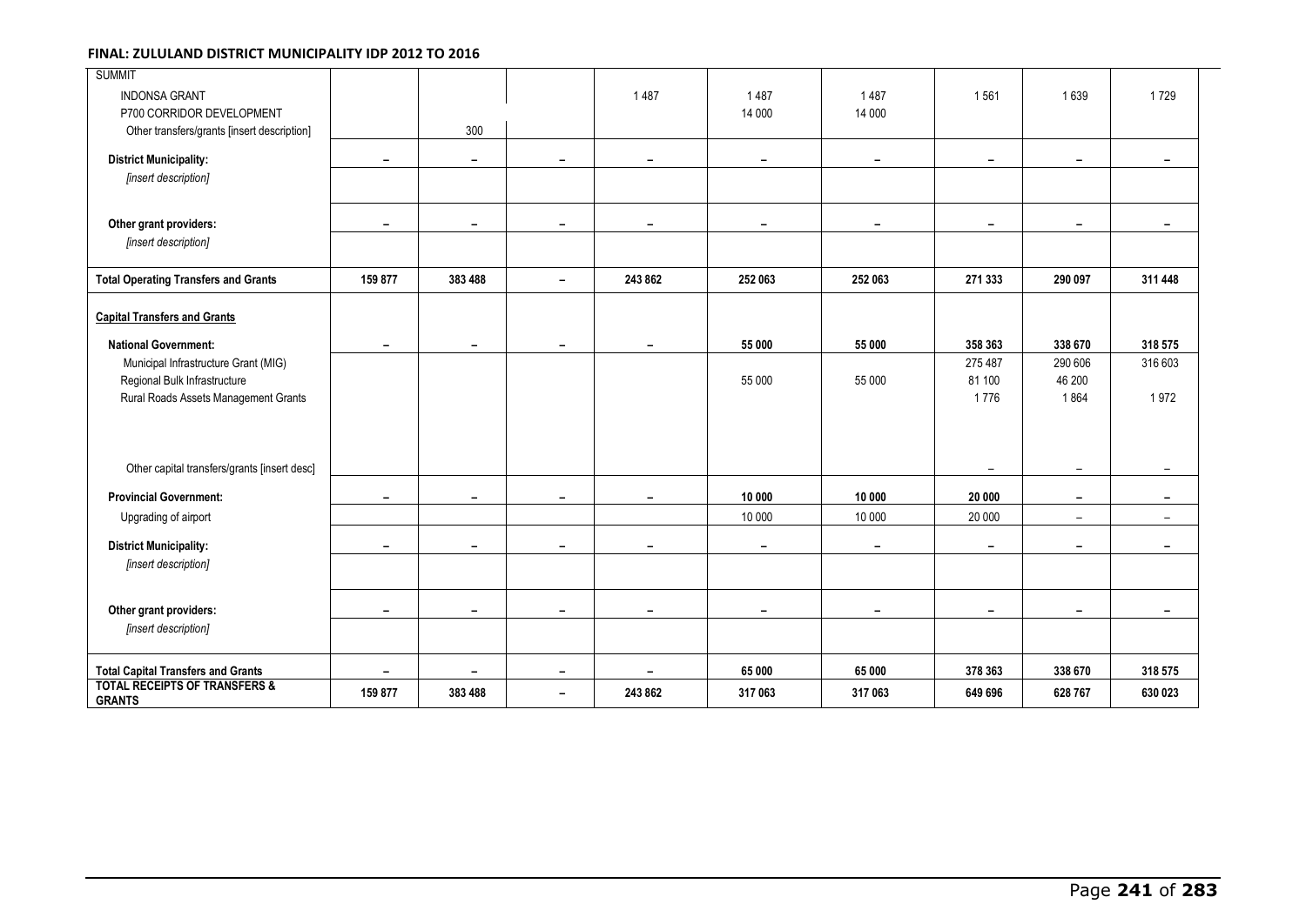| | | | | | | | | | |
|---|---|---|---|---|---|---|---|---|---|
| SUMMIT | | | | | | | | | |
| INDONSA GRANT | | | | 1 487 | 1 487 | 1 487 | 1 561 | 1 639 | 1 729 |
| P700 CORRIDOR DEVELOPMENT | | | | | 14 000 | 14 000 | | | |
| Other transfers/grants [insert description] | | 300 | | | | | | | |
| **District Municipality:** | – | – | – | – | – | – | – | – | – |
| *[insert description]* | | | | | | | | | |
| **Other grant providers:** | – | – | – | – | – | – | – | – | – |
| *[insert description]* | | | | | | | | | |
| **Total Operating Transfers and Grants** | **159 877** | **383 488** | – | **243 862** | **252 063** | **252 063** | **271 333** | **290 097** | **311 448** |
| **Capital Transfers and Grants** | | | | | | | | | |
| **National Government:** | – | – | – | – | **55 000** | **55 000** | **358 363** | **338 670** | **318 575** |
| Municipal Infrastructure Grant (MIG) | | | | | | | 275 487 | 290 606 | 316 603 |
| Regional Bulk Infrastructure | | | | | 55 000 | 55 000 | 81 100 | 46 200 | |
| Rural Roads Assets Management Grants | | | | | | | 1 776 | 1 864 | 1 972 |
| Other capital transfers/grants [insert desc] | | | | | | | – | – | – |
| **Provincial Government:** | – | – | – | – | **10 000** | **10 000** | **20 000** | – | – |
| Upgrading of airport | | | | | 10 000 | 10 000 | 20 000 | – | – |
| **District Municipality:** | – | – | – | – | – | – | – | – | – |
| *[insert description]* | | | | | | | | | |
| **Other grant providers:** | – | – | – | – | – | – | – | – | – |
| *[insert description]* | | | | | | | | | |
| **Total Capital Transfers and Grants** | – | – | – | – | **65 000** | **65 000** | **378 363** | **338 670** | **318 575** |
| **TOTAL RECEIPTS OF TRANSFERS & GRANTS** | **159 877** | **383 488** | – | **243 862** | **317 063** | **317 063** | **649 696** | **628 767** | **630 023** |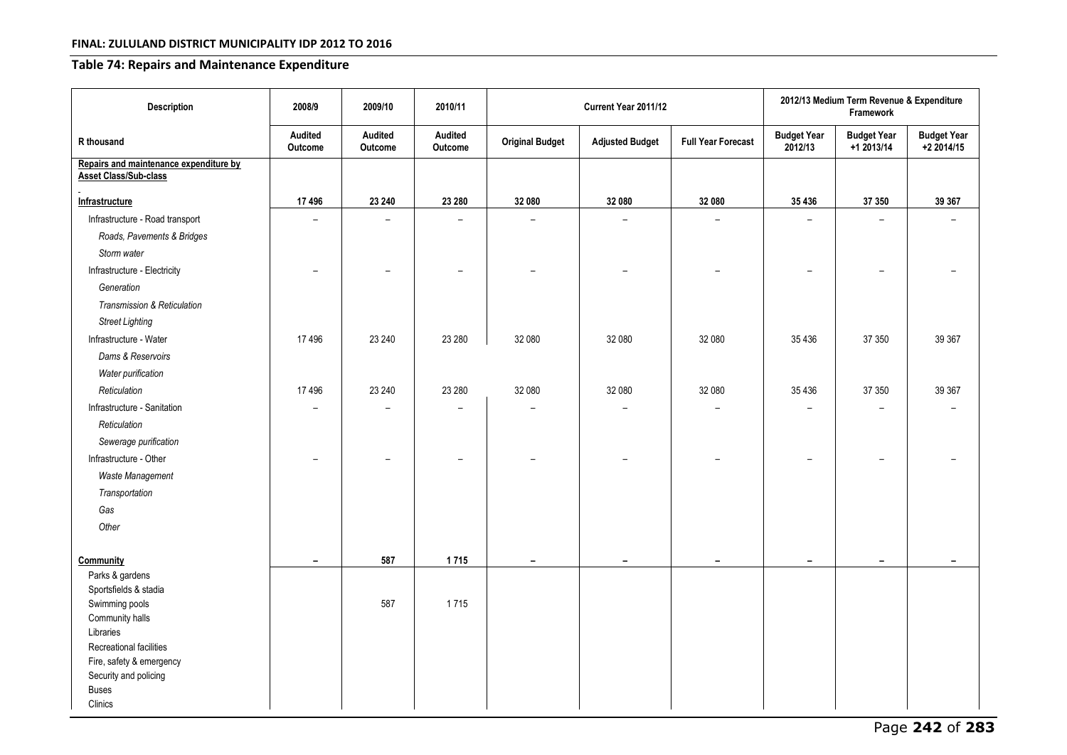## Table 74: Repairs and Maintenance Expenditure

| Description | 2008/9 | 2009/10 | 2010/11 | Current Year 2011/12 | | | 2012/13 Medium Term Revenue & Expenditure Framework | | |
|---|---|---|---|---|---|---|---|---|---|
| R thousand | Audited Outcome | Audited Outcome | Audited Outcome | Original Budget | Adjusted Budget | Full Year Forecast | Budget Year 2012/13 | Budget Year +1 2013/14 | Budget Year +2 2014/15 |
| **Repairs and maintenance expenditure by Asset Class/Sub-class** | | | | | | | | | |
| **Infrastructure** | **17 496** | **23 240** | **23 280** | **32 080** | **32 080** | **32 080** | **35 436** | **37 350** | **39 367** |
| Infrastructure - Road transport | – | – | – | – | – | – | – | – | – |
| *Roads, Pavements & Bridges* | | | | | | | | | |
| *Storm water* | | | | | | | | | |
| Infrastructure - Electricity | – | – | – | – | – | – | – | – | – |
| *Generation* | | | | | | | | | |
| *Transmission & Reticulation* | | | | | | | | | |
| *Street Lighting* | | | | | | | | | |
| Infrastructure - Water | 17 496 | 23 240 | 23 280 | 32 080 | 32 080 | 32 080 | 35 436 | 37 350 | 39 367 |
| *Dams & Reservoirs* | | | | | | | | | |
| *Water purification* | | | | | | | | | |
| *Reticulation* | 17 496 | 23 240 | 23 280 | 32 080 | 32 080 | 32 080 | 35 436 | 37 350 | 39 367 |
| Infrastructure - Sanitation | – | – | – | – | – | – | – | – | – |
| *Reticulation* | | | | | | | | | |
| *Sewerage purification* | | | | | | | | | |
| Infrastructure - Other | – | – | – | – | – | – | – | – | – |
| *Waste Management* | | | | | | | | | |
| *Transportation* | | | | | | | | | |
| *Gas* | | | | | | | | | |
| *Other* | | | | | | | | | |
| **Community** | **–** | **587** | **1 715** | **–** | **–** | **–** | **–** | **–** | **–** |
| Parks & gardens | | | | | | | | | |
| Sportsfields & stadia | | | | | | | | | |
| Swimming pools | | 587 | 1 715 | | | | | | |
| Community halls | | | | | | | | | |
| Libraries | | | | | | | | | |
| Recreational facilities | | | | | | | | | |
| Fire, safety & emergency | | | | | | | | | |
| Security and policing | | | | | | | | | |
| Buses | | | | | | | | | |
| Clinics | | | | | | | | | |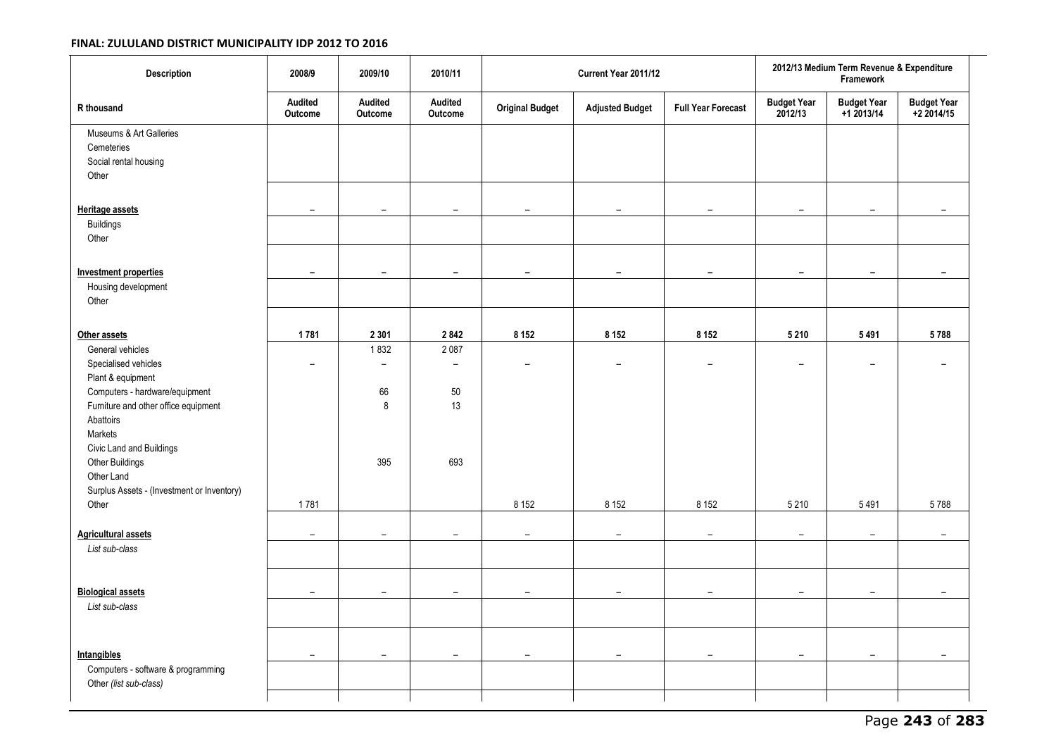**FINAL: ZULULAND DISTRICT MUNICIPALITY IDP 2012 TO 2016**

| Description | 2008/9 | 2009/10 | 2010/11 | Current Year 2011/12 | | | 2012/13 Medium Term Revenue & Expenditure Framework | | |
|---|---|---|---|---|---|---|---|---|---|
| R thousand | Audited Outcome | Audited Outcome | Audited Outcome | Original Budget | Adjusted Budget | Full Year Forecast | Budget Year 2012/13 | Budget Year +1 2013/14 | Budget Year +2 2014/15 |
| Museums & Art Galleries | | | | | | | | | |
| Cemeteries | | | | | | | | | |
| Social rental housing | | | | | | | | | |
| Other | | | | | | | | | |
| **Heritage assets** | – | – | – | – | – | – | – | – | – |
| Buildings | | | | | | | | | |
| Other | | | | | | | | | |
| **Investment properties** | – | – | – | – | – | – | – | – | – |
| Housing development | | | | | | | | | |
| Other | | | | | | | | | |
| **Other assets** | **1 781** | **2 301** | **2 842** | **8 152** | **8 152** | **8 152** | **5 210** | **5 491** | **5 788** |
| General vehicles | | 1 832 | 2 087 | | | | | | |
| Specialised vehicles | – | – | – | – | – | – | – | – | – |
| Plant & equipment | | | | | | | | | |
| Computers - hardware/equipment | | 66 | 50 | | | | | | |
| Furniture and other office equipment | | 8 | 13 | | | | | | |
| Abattoirs | | | | | | | | | |
| Markets | | | | | | | | | |
| Civic Land and Buildings | | | | | | | | | |
| Other Buildings | | 395 | 693 | | | | | | |
| Other Land | | | | | | | | | |
| Surplus Assets - (Investment or Inventory) | | | | | | | | | |
| Other | 1 781 | | | 8 152 | 8 152 | 8 152 | 5 210 | 5 491 | 5 788 |
| **Agricultural assets** | – | – | – | – | – | – | – | – | – |
| *List sub-class* | | | | | | | | | |
| **Biological assets** | – | – | – | – | – | – | – | – | – |
| *List sub-class* | | | | | | | | | |
| **Intangibles** | – | – | – | – | – | – | – | – | – |
| Computers - software & programming | | | | | | | | | |
| Other *(list sub-class)* | | | | | | | | | |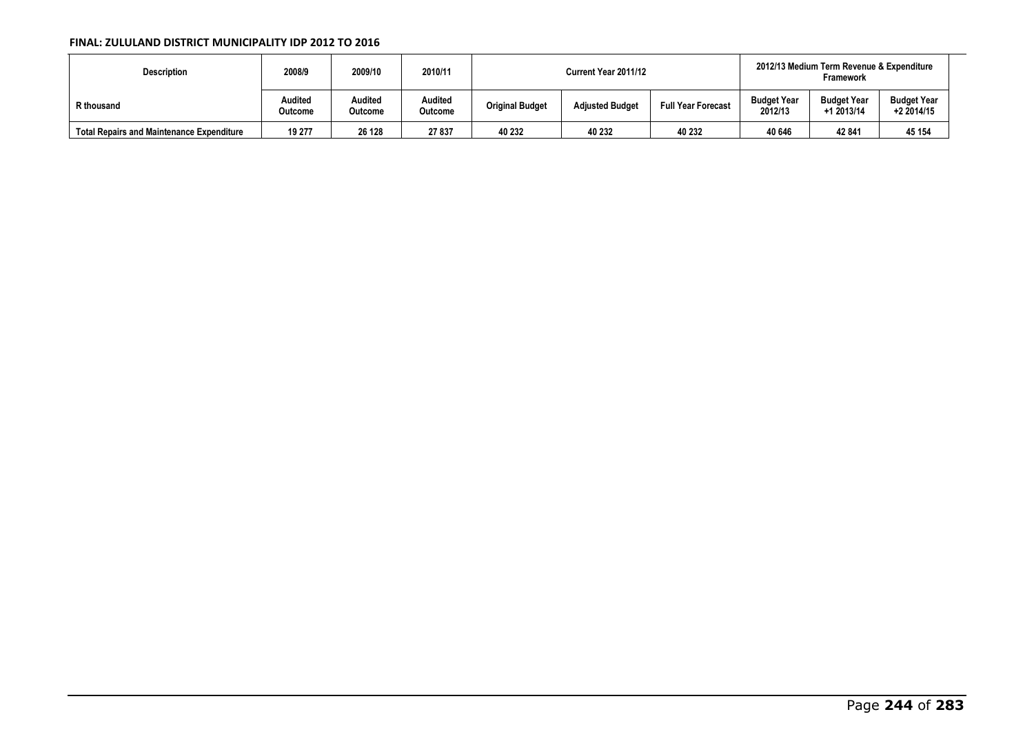| Description | 2008/9 | 2009/10 | 2010/11 | Current Year 2011/12 | | | 2012/13 Medium Term Revenue & Expenditure Framework | | |
|---|---|---|---|---|---|---|---|---|---|
| R thousand | Audited Outcome | Audited Outcome | Audited Outcome | Original Budget | Adjusted Budget | Full Year Forecast | Budget Year 2012/13 | Budget Year +1 2013/14 | Budget Year +2 2014/15 |
| **Total Repairs and Maintenance Expenditure** | 19 277 | 26 128 | 27 837 | 40 232 | 40 232 | 40 232 | 40 646 | 42 841 | 45 154 |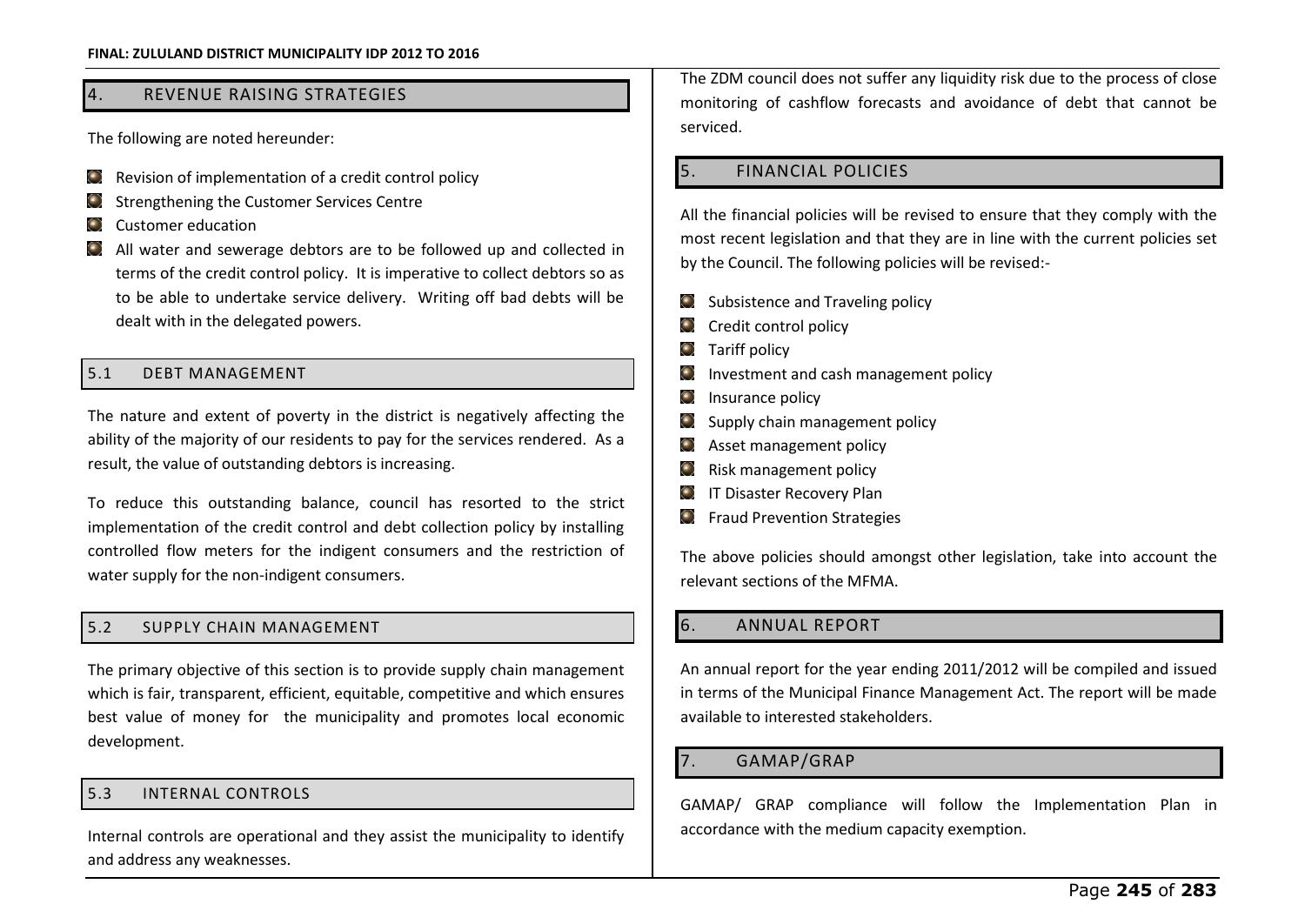## 4. REVENUE RAISING STRATEGIES

The following are noted hereunder:

- Revision of implementation of a credit control policy
- Strengthening the Customer Services Centre
- Customer education
- All water and sewerage debtors are to be followed up and collected in terms of the credit control policy. It is imperative to collect debtors so as to be able to undertake service delivery. Writing off bad debts will be dealt with in the delegated powers.

### 5.1 DEBT MANAGEMENT

The nature and extent of poverty in the district is negatively affecting the ability of the majority of our residents to pay for the services rendered. As a result, the value of outstanding debtors is increasing.

To reduce this outstanding balance, council has resorted to the strict implementation of the credit control and debt collection policy by installing controlled flow meters for the indigent consumers and the restriction of water supply for the non-indigent consumers.

### 5.2 SUPPLY CHAIN MANAGEMENT

The primary objective of this section is to provide supply chain management which is fair, transparent, efficient, equitable, competitive and which ensures best value of money for the municipality and promotes local economic development.

### 5.3 INTERNAL CONTROLS

Internal controls are operational and they assist the municipality to identify and address any weaknesses.

The ZDM council does not suffer any liquidity risk due to the process of close monitoring of cashflow forecasts and avoidance of debt that cannot be serviced.

## 5. FINANCIAL POLICIES

All the financial policies will be revised to ensure that they comply with the most recent legislation and that they are in line with the current policies set by the Council. The following policies will be revised:-

- Subsistence and Traveling policy
- Credit control policy
- Tariff policy
- Investment and cash management policy
- Insurance policy
- Supply chain management policy
- Asset management policy
- Risk management policy
- IT Disaster Recovery Plan
- Fraud Prevention Strategies

The above policies should amongst other legislation, take into account the relevant sections of the MFMA.

## 6. ANNUAL REPORT

An annual report for the year ending 2011/2012 will be compiled and issued in terms of the Municipal Finance Management Act. The report will be made available to interested stakeholders.

## 7. GAMAP/GRAP

GAMAP/ GRAP compliance will follow the Implementation Plan in accordance with the medium capacity exemption.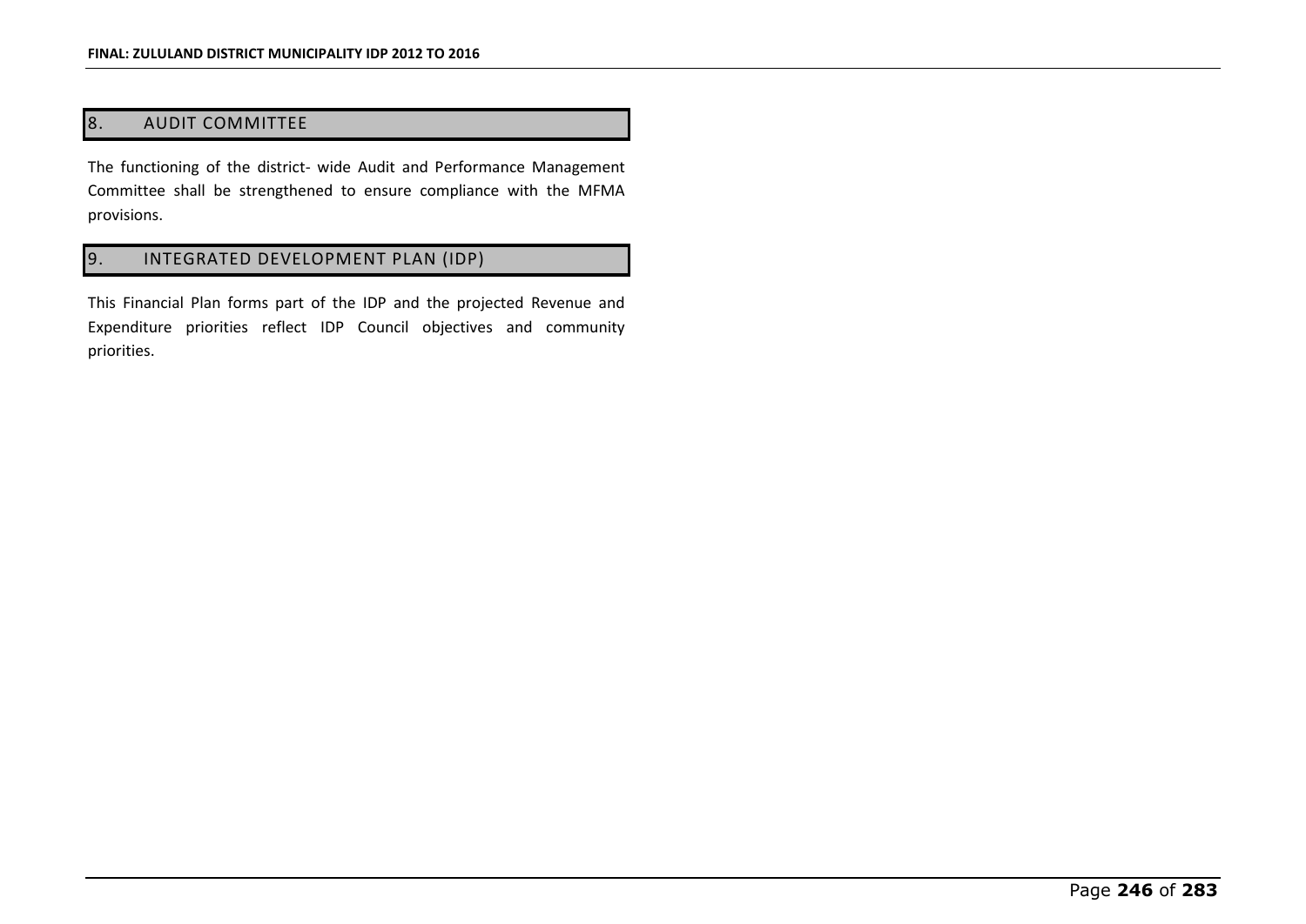## 8. AUDIT COMMITTEE

The functioning of the district- wide Audit and Performance Management Committee shall be strengthened to ensure compliance with the MFMA provisions.

## 9. INTEGRATED DEVELOPMENT PLAN (IDP)

This Financial Plan forms part of the IDP and the projected Revenue and Expenditure priorities reflect IDP Council objectives and community priorities.